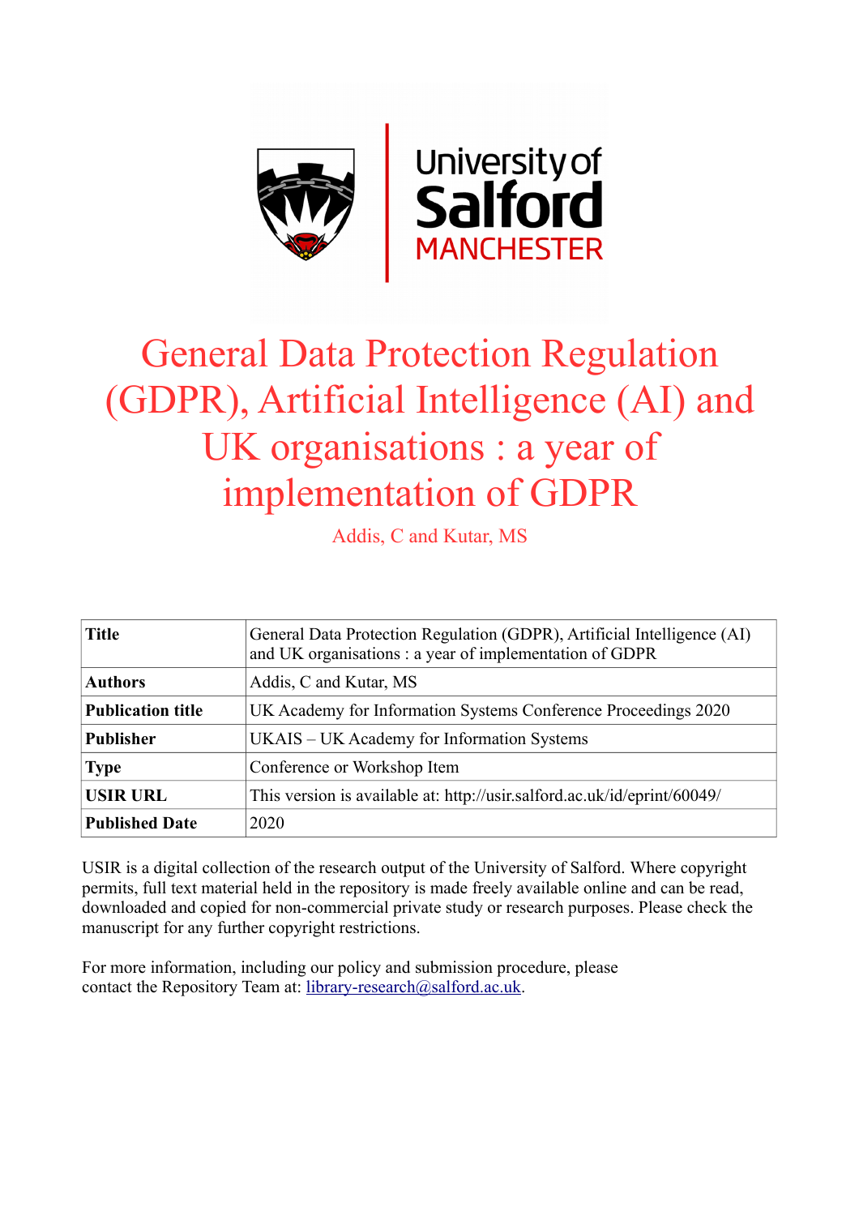# General Data Protection Regulation (GDPR), Artificial Intelligence (AI) and UK organisations : a year of implementation of GDPR

Addis, C and Kutar, MS

| Title | General Data Protection Regulation (GDPR), Artificial Intelligence (AI) and UK organisations : a year of implementation of GDPR |
|---|---|
| Authors | Addis, C and Kutar, MS |
| Publication title | UK Academy for Information Systems Conference Proceedings 2020 |
| Publisher | UKAIS – UK Academy for Information Systems |
| Type | Conference or Workshop Item |
| USIR URL | This version is available at: http://usir.salford.ac.uk/id/eprint/60049/ |
| Published Date | 2020 |

USIR is a digital collection of the research output of the University of Salford. Where copyright permits, full text material held in the repository is made freely available online and can be read, downloaded and copied for non-commercial private study or research purposes. Please check the manuscript for any further copyright restrictions.

For more information, including our policy and submission procedure, please contact the Repository Team at: library-research@salford.ac.uk.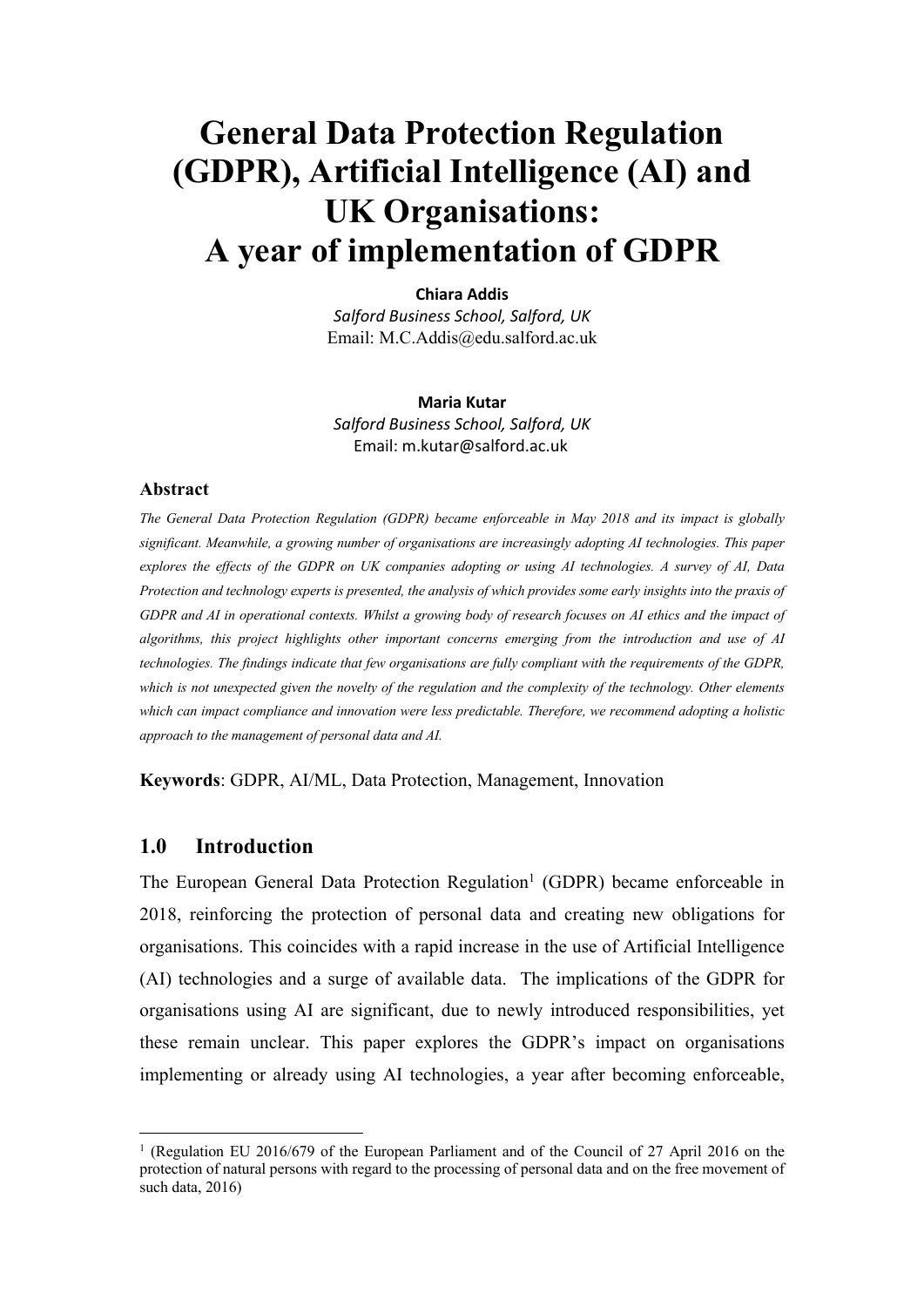# General Data Protection Regulation (GDPR), Artificial Intelligence (AI) and UK Organisations: A year of implementation of GDPR

**Chiara Addis**
*Salford Business School, Salford, UK*
Email: M.C.Addis@edu.salford.ac.uk

**Maria Kutar**
*Salford Business School, Salford, UK*
Email: m.kutar@salford.ac.uk

### Abstract

*The General Data Protection Regulation (GDPR) became enforceable in May 2018 and its impact is globally significant. Meanwhile, a growing number of organisations are increasingly adopting AI technologies. This paper explores the effects of the GDPR on UK companies adopting or using AI technologies. A survey of AI, Data Protection and technology experts is presented, the analysis of which provides some early insights into the praxis of GDPR and AI in operational contexts. Whilst a growing body of research focuses on AI ethics and the impact of algorithms, this project highlights other important concerns emerging from the introduction and use of AI technologies. The findings indicate that few organisations are fully compliant with the requirements of the GDPR, which is not unexpected given the novelty of the regulation and the complexity of the technology. Other elements which can impact compliance and innovation were less predictable. Therefore, we recommend adopting a holistic approach to the management of personal data and AI.*

**Keywords**: GDPR, AI/ML, Data Protection, Management, Innovation

## 1.0 Introduction

The European General Data Protection Regulation[1] (GDPR) became enforceable in 2018, reinforcing the protection of personal data and creating new obligations for organisations. This coincides with a rapid increase in the use of Artificial Intelligence (AI) technologies and a surge of available data. The implications of the GDPR for organisations using AI are significant, due to newly introduced responsibilities, yet these remain unclear. This paper explores the GDPR's impact on organisations implementing or already using AI technologies, a year after becoming enforceable,

[1] (Regulation EU 2016/679 of the European Parliament and of the Council of 27 April 2016 on the protection of natural persons with regard to the processing of personal data and on the free movement of such data, 2016)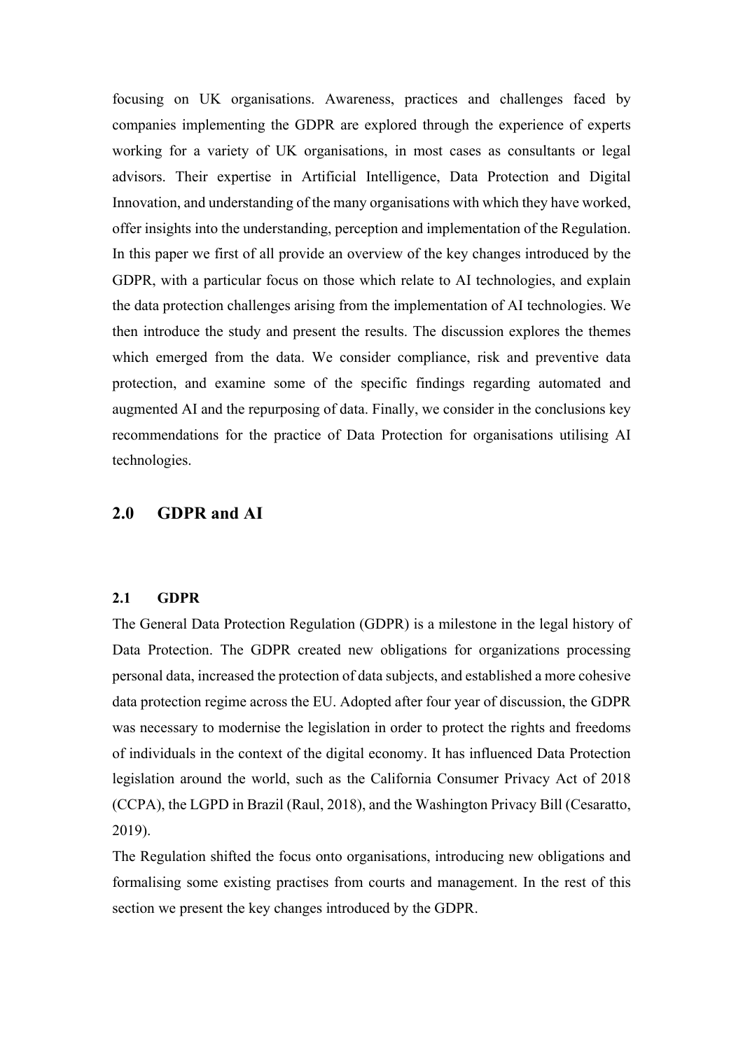focusing on UK organisations. Awareness, practices and challenges faced by companies implementing the GDPR are explored through the experience of experts working for a variety of UK organisations, in most cases as consultants or legal advisors. Their expertise in Artificial Intelligence, Data Protection and Digital Innovation, and understanding of the many organisations with which they have worked, offer insights into the understanding, perception and implementation of the Regulation. In this paper we first of all provide an overview of the key changes introduced by the GDPR, with a particular focus on those which relate to AI technologies, and explain the data protection challenges arising from the implementation of AI technologies. We then introduce the study and present the results. The discussion explores the themes which emerged from the data. We consider compliance, risk and preventive data protection, and examine some of the specific findings regarding automated and augmented AI and the repurposing of data. Finally, we consider in the conclusions key recommendations for the practice of Data Protection for organisations utilising AI technologies.

## 2.0 GDPR and AI

### 2.1 GDPR

The General Data Protection Regulation (GDPR) is a milestone in the legal history of Data Protection. The GDPR created new obligations for organizations processing personal data, increased the protection of data subjects, and established a more cohesive data protection regime across the EU. Adopted after four year of discussion, the GDPR was necessary to modernise the legislation in order to protect the rights and freedoms of individuals in the context of the digital economy. It has influenced Data Protection legislation around the world, such as the California Consumer Privacy Act of 2018 (CCPA), the LGPD in Brazil (Raul, 2018), and the Washington Privacy Bill (Cesaratto, 2019).

The Regulation shifted the focus onto organisations, introducing new obligations and formalising some existing practises from courts and management. In the rest of this section we present the key changes introduced by the GDPR.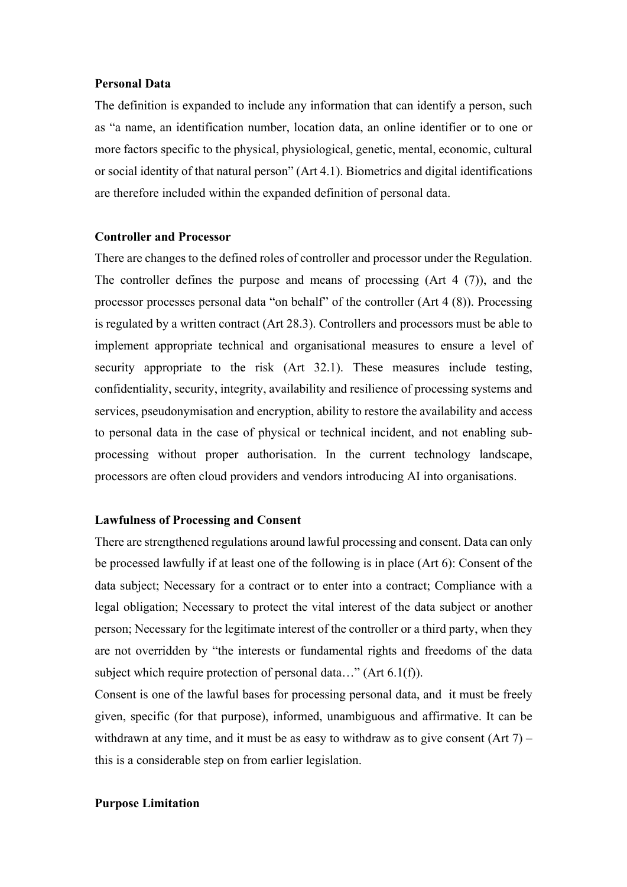**Personal Data**

The definition is expanded to include any information that can identify a person, such as "a name, an identification number, location data, an online identifier or to one or more factors specific to the physical, physiological, genetic, mental, economic, cultural or social identity of that natural person" (Art 4.1). Biometrics and digital identifications are therefore included within the expanded definition of personal data.

**Controller and Processor**

There are changes to the defined roles of controller and processor under the Regulation. The controller defines the purpose and means of processing (Art 4 (7)), and the processor processes personal data "on behalf" of the controller (Art 4 (8)). Processing is regulated by a written contract (Art 28.3). Controllers and processors must be able to implement appropriate technical and organisational measures to ensure a level of security appropriate to the risk (Art 32.1). These measures include testing, confidentiality, security, integrity, availability and resilience of processing systems and services, pseudonymisation and encryption, ability to restore the availability and access to personal data in the case of physical or technical incident, and not enabling sub-processing without proper authorisation. In the current technology landscape, processors are often cloud providers and vendors introducing AI into organisations.

**Lawfulness of Processing and Consent**

There are strengthened regulations around lawful processing and consent. Data can only be processed lawfully if at least one of the following is in place (Art 6): Consent of the data subject; Necessary for a contract or to enter into a contract; Compliance with a legal obligation; Necessary to protect the vital interest of the data subject or another person; Necessary for the legitimate interest of the controller or a third party, when they are not overridden by "the interests or fundamental rights and freedoms of the data subject which require protection of personal data…" (Art 6.1(f)).

Consent is one of the lawful bases for processing personal data, and it must be freely given, specific (for that purpose), informed, unambiguous and affirmative. It can be withdrawn at any time, and it must be as easy to withdraw as to give consent (Art 7) – this is a considerable step on from earlier legislation.

**Purpose Limitation**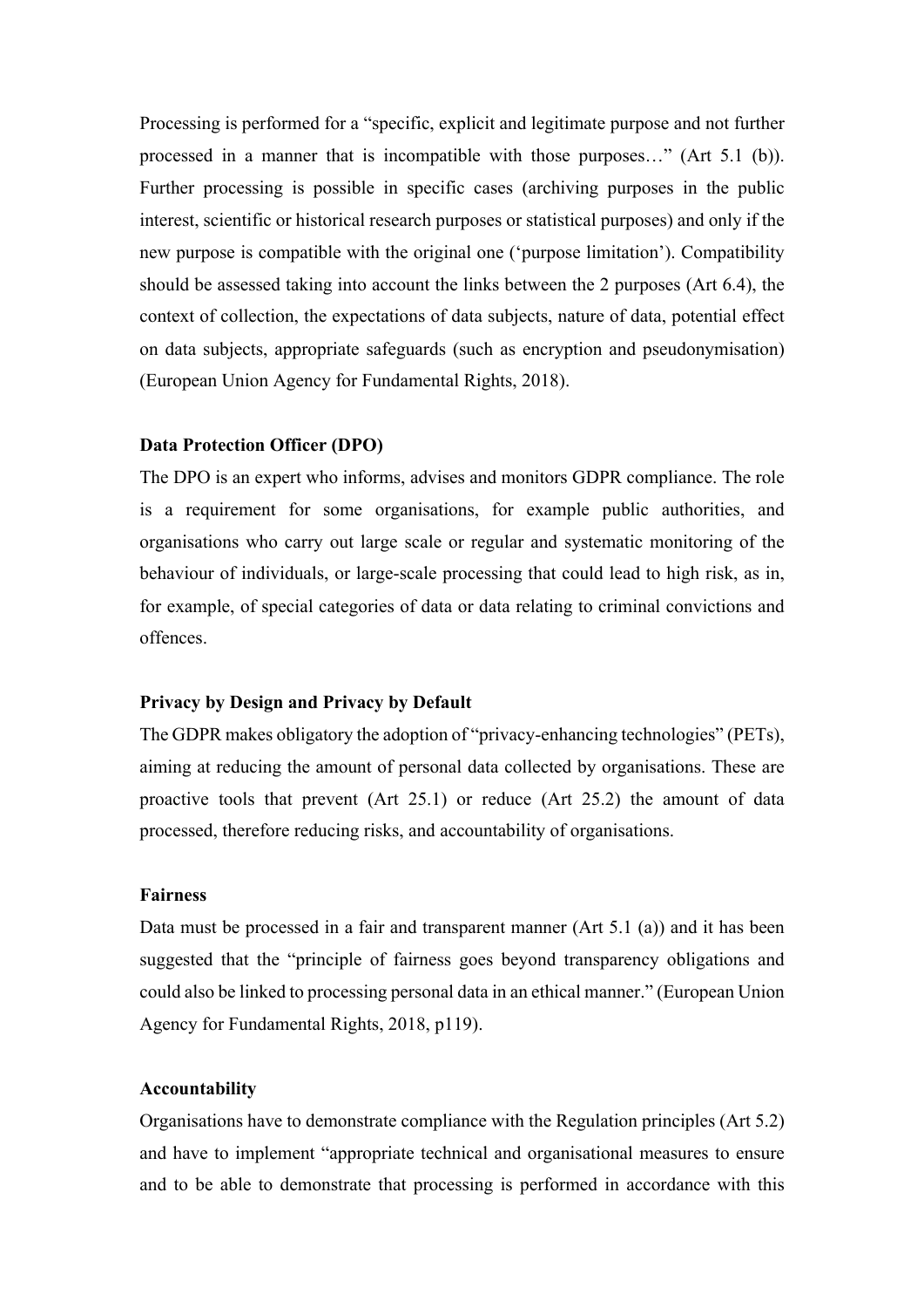Processing is performed for a "specific, explicit and legitimate purpose and not further processed in a manner that is incompatible with those purposes…" (Art 5.1 (b)). Further processing is possible in specific cases (archiving purposes in the public interest, scientific or historical research purposes or statistical purposes) and only if the new purpose is compatible with the original one ('purpose limitation'). Compatibility should be assessed taking into account the links between the 2 purposes (Art 6.4), the context of collection, the expectations of data subjects, nature of data, potential effect on data subjects, appropriate safeguards (such as encryption and pseudonymisation) (European Union Agency for Fundamental Rights, 2018).

**Data Protection Officer (DPO)**

The DPO is an expert who informs, advises and monitors GDPR compliance. The role is a requirement for some organisations, for example public authorities, and organisations who carry out large scale or regular and systematic monitoring of the behaviour of individuals, or large-scale processing that could lead to high risk, as in, for example, of special categories of data or data relating to criminal convictions and offences.

**Privacy by Design and Privacy by Default**

The GDPR makes obligatory the adoption of "privacy-enhancing technologies" (PETs), aiming at reducing the amount of personal data collected by organisations. These are proactive tools that prevent (Art 25.1) or reduce (Art 25.2) the amount of data processed, therefore reducing risks, and accountability of organisations.

**Fairness**

Data must be processed in a fair and transparent manner (Art 5.1 (a)) and it has been suggested that the "principle of fairness goes beyond transparency obligations and could also be linked to processing personal data in an ethical manner." (European Union Agency for Fundamental Rights, 2018, p119).

**Accountability**

Organisations have to demonstrate compliance with the Regulation principles (Art 5.2) and have to implement "appropriate technical and organisational measures to ensure and to be able to demonstrate that processing is performed in accordance with this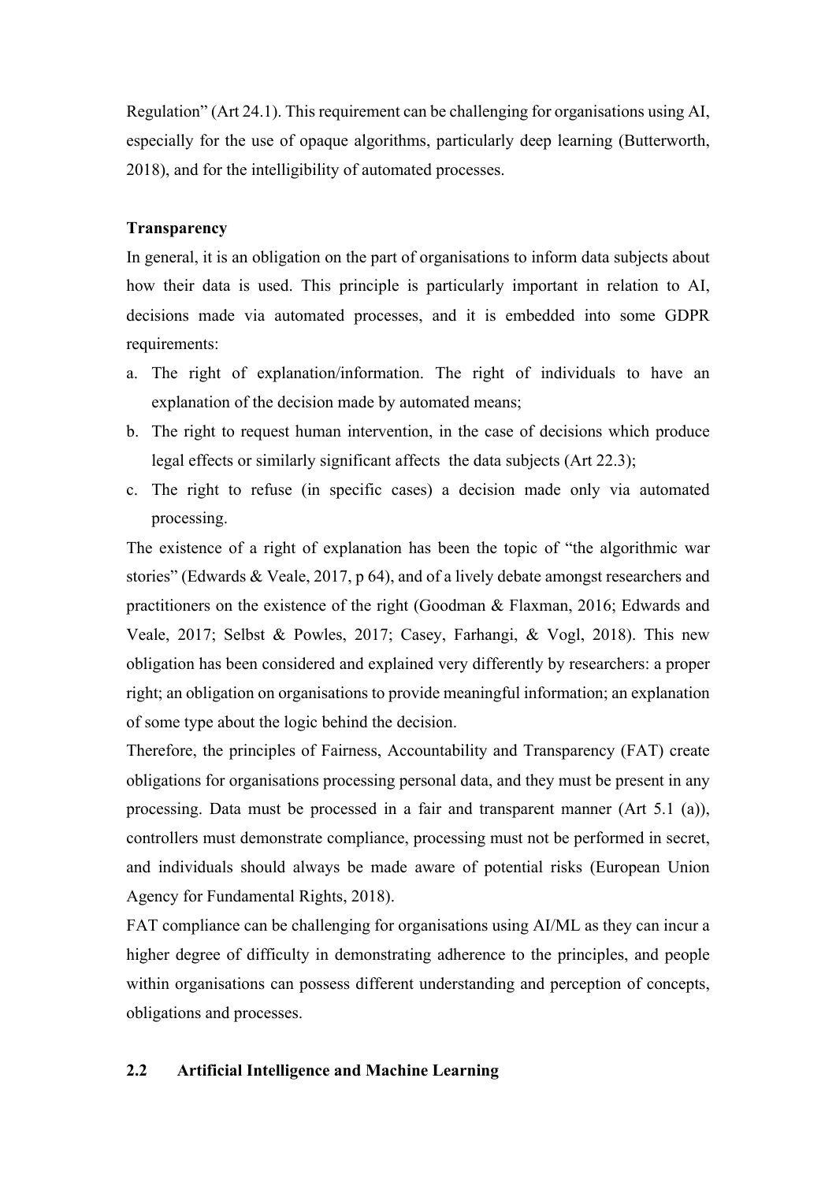Regulation" (Art 24.1). This requirement can be challenging for organisations using AI, especially for the use of opaque algorithms, particularly deep learning (Butterworth, 2018), and for the intelligibility of automated processes.

**Transparency**

In general, it is an obligation on the part of organisations to inform data subjects about how their data is used. This principle is particularly important in relation to AI, decisions made via automated processes, and it is embedded into some GDPR requirements:

a. The right of explanation/information. The right of individuals to have an explanation of the decision made by automated means;
b. The right to request human intervention, in the case of decisions which produce legal effects or similarly significant affects the data subjects (Art 22.3);
c. The right to refuse (in specific cases) a decision made only via automated processing.

The existence of a right of explanation has been the topic of "the algorithmic war stories" (Edwards & Veale, 2017, p 64), and of a lively debate amongst researchers and practitioners on the existence of the right (Goodman & Flaxman, 2016; Edwards and Veale, 2017; Selbst & Powles, 2017; Casey, Farhangi, & Vogl, 2018). This new obligation has been considered and explained very differently by researchers: a proper right; an obligation on organisations to provide meaningful information; an explanation of some type about the logic behind the decision.

Therefore, the principles of Fairness, Accountability and Transparency (FAT) create obligations for organisations processing personal data, and they must be present in any processing. Data must be processed in a fair and transparent manner (Art 5.1 (a)), controllers must demonstrate compliance, processing must not be performed in secret, and individuals should always be made aware of potential risks (European Union Agency for Fundamental Rights, 2018).

FAT compliance can be challenging for organisations using AI/ML as they can incur a higher degree of difficulty in demonstrating adherence to the principles, and people within organisations can possess different understanding and perception of concepts, obligations and processes.

## 2.2 Artificial Intelligence and Machine Learning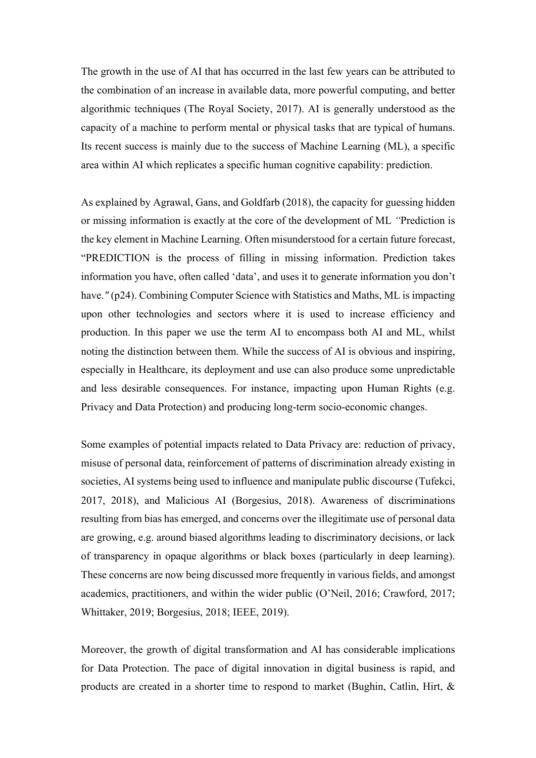The growth in the use of AI that has occurred in the last few years can be attributed to the combination of an increase in available data, more powerful computing, and better algorithmic techniques (The Royal Society, 2017). AI is generally understood as the capacity of a machine to perform mental or physical tasks that are typical of humans. Its recent success is mainly due to the success of Machine Learning (ML), a specific area within AI which replicates a specific human cognitive capability: prediction.

As explained by Agrawal, Gans, and Goldfarb (2018), the capacity for guessing hidden or missing information is exactly at the core of the development of ML *"*Prediction is the key element in Machine Learning. Often misunderstood for a certain future forecast, "PREDICTION is the process of filling in missing information. Prediction takes information you have, often called 'data', and uses it to generate information you don't have.*"* (p24). Combining Computer Science with Statistics and Maths, ML is impacting upon other technologies and sectors where it is used to increase efficiency and production. In this paper we use the term AI to encompass both AI and ML, whilst noting the distinction between them. While the success of AI is obvious and inspiring, especially in Healthcare, its deployment and use can also produce some unpredictable and less desirable consequences. For instance, impacting upon Human Rights (e.g. Privacy and Data Protection) and producing long-term socio-economic changes.

Some examples of potential impacts related to Data Privacy are: reduction of privacy, misuse of personal data, reinforcement of patterns of discrimination already existing in societies, AI systems being used to influence and manipulate public discourse (Tufekci, 2017, 2018), and Malicious AI (Borgesius, 2018). Awareness of discriminations resulting from bias has emerged, and concerns over the illegitimate use of personal data are growing, e.g. around biased algorithms leading to discriminatory decisions, or lack of transparency in opaque algorithms or black boxes (particularly in deep learning). These concerns are now being discussed more frequently in various fields, and amongst academics, practitioners, and within the wider public (O'Neil, 2016; Crawford, 2017; Whittaker, 2019; Borgesius, 2018; IEEE, 2019).

Moreover, the growth of digital transformation and AI has considerable implications for Data Protection. The pace of digital innovation in digital business is rapid, and products are created in a shorter time to respond to market (Bughin, Catlin, Hirt, &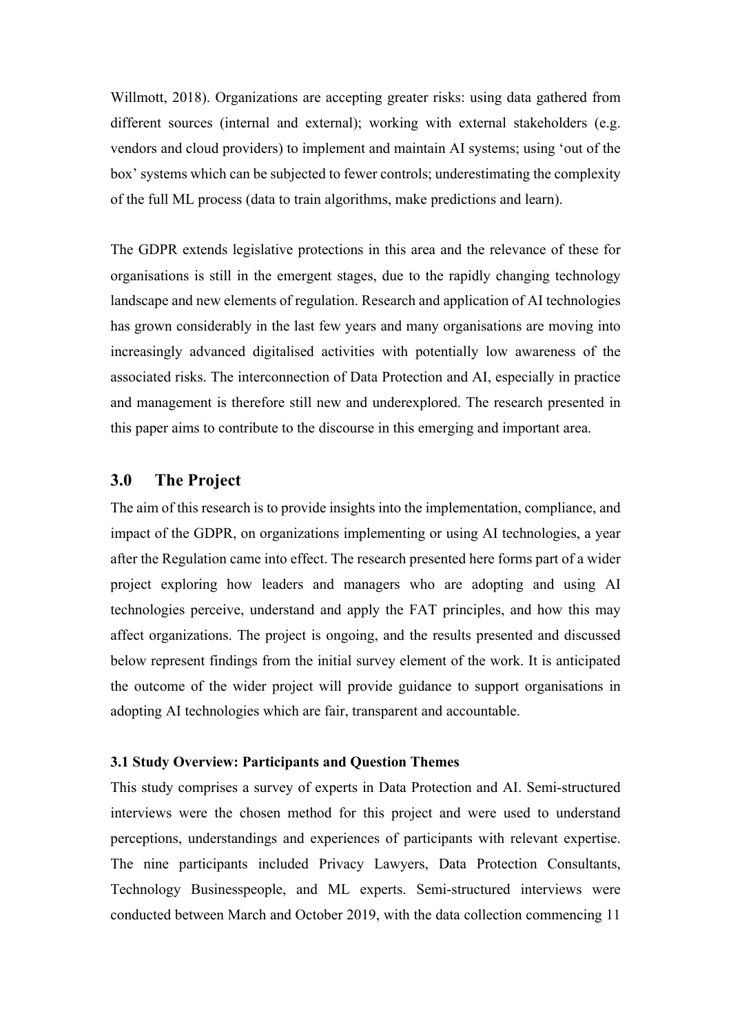Willmott, 2018). Organizations are accepting greater risks: using data gathered from different sources (internal and external); working with external stakeholders (e.g. vendors and cloud providers) to implement and maintain AI systems; using 'out of the box' systems which can be subjected to fewer controls; underestimating the complexity of the full ML process (data to train algorithms, make predictions and learn).

The GDPR extends legislative protections in this area and the relevance of these for organisations is still in the emergent stages, due to the rapidly changing technology landscape and new elements of regulation. Research and application of AI technologies has grown considerably in the last few years and many organisations are moving into increasingly advanced digitalised activities with potentially low awareness of the associated risks. The interconnection of Data Protection and AI, especially in practice and management is therefore still new and underexplored. The research presented in this paper aims to contribute to the discourse in this emerging and important area.

## 3.0 The Project

The aim of this research is to provide insights into the implementation, compliance, and impact of the GDPR, on organizations implementing or using AI technologies, a year after the Regulation came into effect. The research presented here forms part of a wider project exploring how leaders and managers who are adopting and using AI technologies perceive, understand and apply the FAT principles, and how this may affect organizations. The project is ongoing, and the results presented and discussed below represent findings from the initial survey element of the work. It is anticipated the outcome of the wider project will provide guidance to support organisations in adopting AI technologies which are fair, transparent and accountable.

### 3.1 Study Overview: Participants and Question Themes

This study comprises a survey of experts in Data Protection and AI. Semi-structured interviews were the chosen method for this project and were used to understand perceptions, understandings and experiences of participants with relevant expertise. The nine participants included Privacy Lawyers, Data Protection Consultants, Technology Businesspeople, and ML experts. Semi-structured interviews were conducted between March and October 2019, with the data collection commencing 11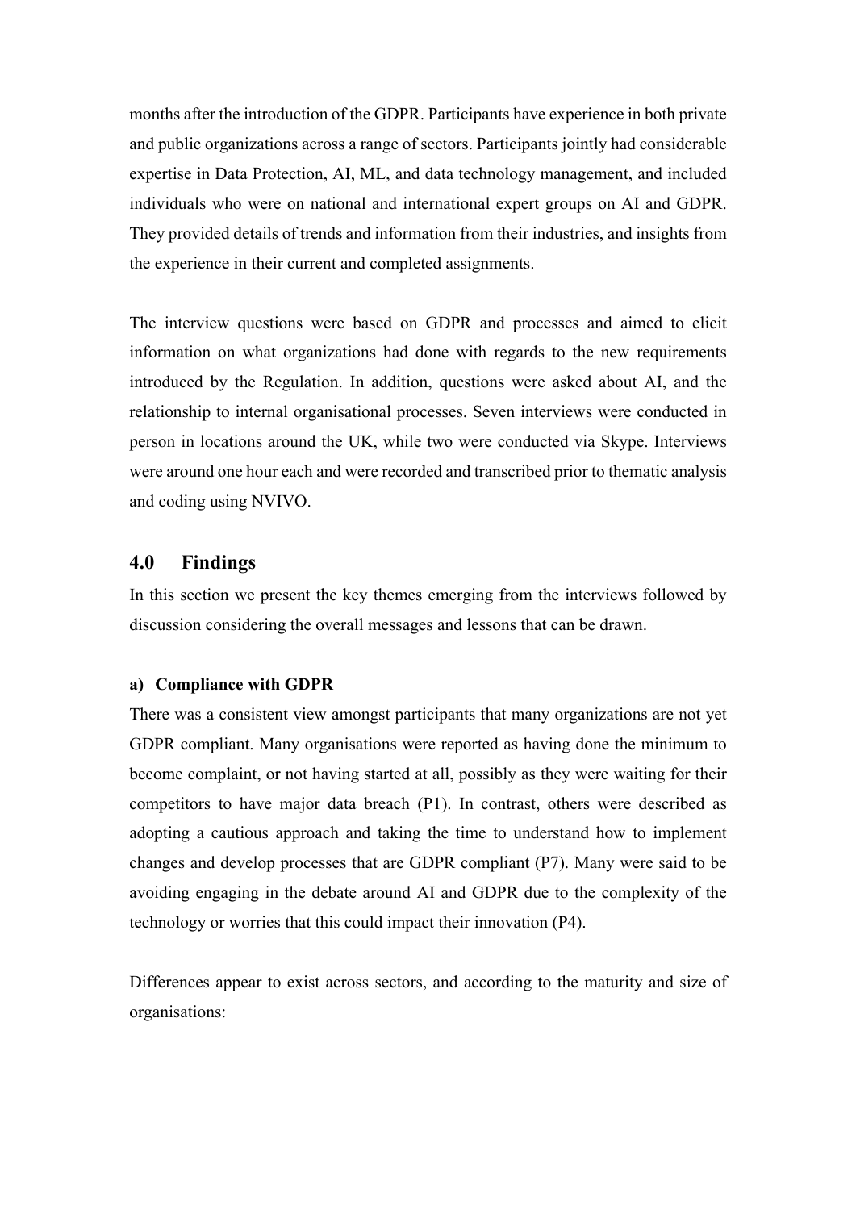months after the introduction of the GDPR. Participants have experience in both private and public organizations across a range of sectors. Participants jointly had considerable expertise in Data Protection, AI, ML, and data technology management, and included individuals who were on national and international expert groups on AI and GDPR. They provided details of trends and information from their industries, and insights from the experience in their current and completed assignments.

The interview questions were based on GDPR and processes and aimed to elicit information on what organizations had done with regards to the new requirements introduced by the Regulation. In addition, questions were asked about AI, and the relationship to internal organisational processes. Seven interviews were conducted in person in locations around the UK, while two were conducted via Skype. Interviews were around one hour each and were recorded and transcribed prior to thematic analysis and coding using NVIVO.

## 4.0 Findings

In this section we present the key themes emerging from the interviews followed by discussion considering the overall messages and lessons that can be drawn.

### a) Compliance with GDPR

There was a consistent view amongst participants that many organizations are not yet GDPR compliant. Many organisations were reported as having done the minimum to become complaint, or not having started at all, possibly as they were waiting for their competitors to have major data breach (P1). In contrast, others were described as adopting a cautious approach and taking the time to understand how to implement changes and develop processes that are GDPR compliant (P7). Many were said to be avoiding engaging in the debate around AI and GDPR due to the complexity of the technology or worries that this could impact their innovation (P4).

Differences appear to exist across sectors, and according to the maturity and size of organisations: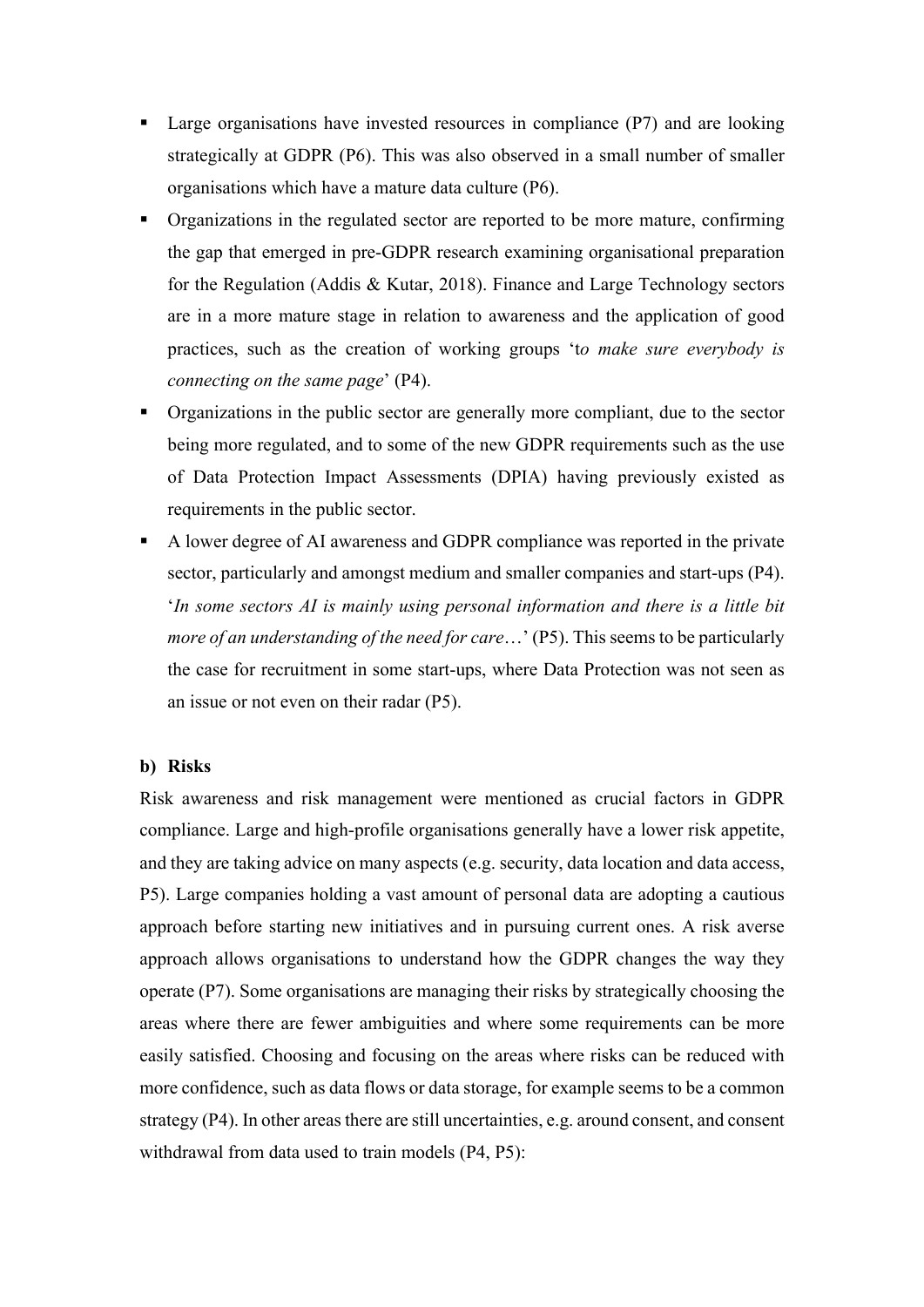- Large organisations have invested resources in compliance (P7) and are looking strategically at GDPR (P6). This was also observed in a small number of smaller organisations which have a mature data culture (P6).
- Organizations in the regulated sector are reported to be more mature, confirming the gap that emerged in pre-GDPR research examining organisational preparation for the Regulation (Addis & Kutar, 2018). Finance and Large Technology sectors are in a more mature stage in relation to awareness and the application of good practices, such as the creation of working groups '*to make sure everybody is connecting on the same page*' (P4).
- Organizations in the public sector are generally more compliant, due to the sector being more regulated, and to some of the new GDPR requirements such as the use of Data Protection Impact Assessments (DPIA) having previously existed as requirements in the public sector.
- A lower degree of AI awareness and GDPR compliance was reported in the private sector, particularly and amongst medium and smaller companies and start-ups (P4). '*In some sectors AI is mainly using personal information and there is a little bit more of an understanding of the need for care*…' (P5). This seems to be particularly the case for recruitment in some start-ups, where Data Protection was not seen as an issue or not even on their radar (P5).

**b) Risks**

Risk awareness and risk management were mentioned as crucial factors in GDPR compliance. Large and high-profile organisations generally have a lower risk appetite, and they are taking advice on many aspects (e.g. security, data location and data access, P5). Large companies holding a vast amount of personal data are adopting a cautious approach before starting new initiatives and in pursuing current ones. A risk averse approach allows organisations to understand how the GDPR changes the way they operate (P7). Some organisations are managing their risks by strategically choosing the areas where there are fewer ambiguities and where some requirements can be more easily satisfied. Choosing and focusing on the areas where risks can be reduced with more confidence, such as data flows or data storage, for example seems to be a common strategy (P4). In other areas there are still uncertainties, e.g. around consent, and consent withdrawal from data used to train models (P4, P5):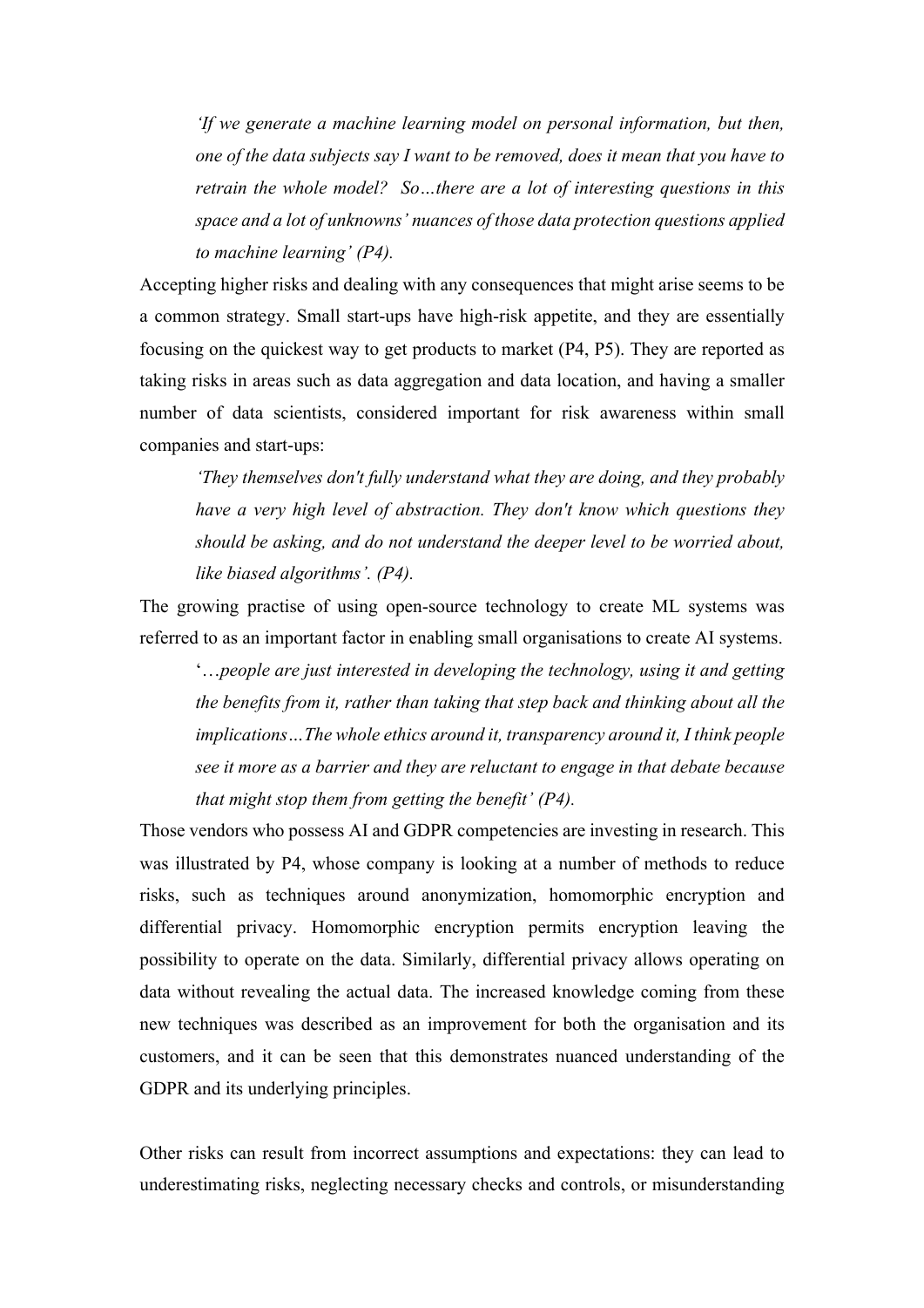> *'If we generate a machine learning model on personal information, but then, one of the data subjects say I want to be removed, does it mean that you have to retrain the whole model? So…there are a lot of interesting questions in this space and a lot of unknowns' nuances of those data protection questions applied to machine learning' (P4).*

Accepting higher risks and dealing with any consequences that might arise seems to be a common strategy. Small start-ups have high-risk appetite, and they are essentially focusing on the quickest way to get products to market (P4, P5). They are reported as taking risks in areas such as data aggregation and data location, and having a smaller number of data scientists, considered important for risk awareness within small companies and start-ups:

> *'They themselves don't fully understand what they are doing, and they probably have a very high level of abstraction. They don't know which questions they should be asking, and do not understand the deeper level to be worried about, like biased algorithms'. (P4).*

The growing practise of using open-source technology to create ML systems was referred to as an important factor in enabling small organisations to create AI systems.

> '*…people are just interested in developing the technology, using it and getting the benefits from it, rather than taking that step back and thinking about all the implications…The whole ethics around it, transparency around it, I think people see it more as a barrier and they are reluctant to engage in that debate because that might stop them from getting the benefit' (P4).*

Those vendors who possess AI and GDPR competencies are investing in research. This was illustrated by P4, whose company is looking at a number of methods to reduce risks, such as techniques around anonymization, homomorphic encryption and differential privacy. Homomorphic encryption permits encryption leaving the possibility to operate on the data. Similarly, differential privacy allows operating on data without revealing the actual data. The increased knowledge coming from these new techniques was described as an improvement for both the organisation and its customers, and it can be seen that this demonstrates nuanced understanding of the GDPR and its underlying principles.

Other risks can result from incorrect assumptions and expectations: they can lead to underestimating risks, neglecting necessary checks and controls, or misunderstanding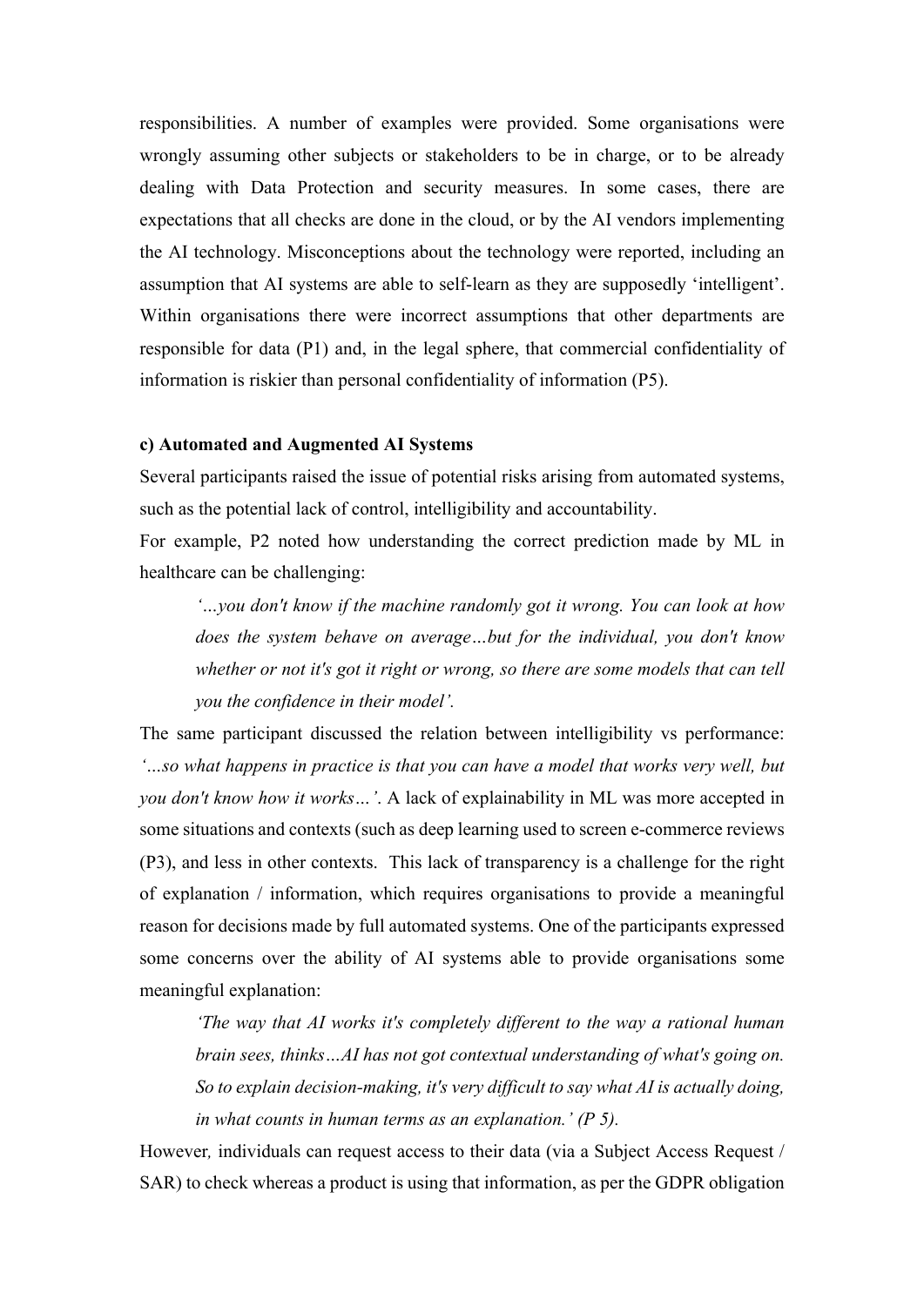responsibilities. A number of examples were provided. Some organisations were wrongly assuming other subjects or stakeholders to be in charge, or to be already dealing with Data Protection and security measures. In some cases, there are expectations that all checks are done in the cloud, or by the AI vendors implementing the AI technology. Misconceptions about the technology were reported, including an assumption that AI systems are able to self-learn as they are supposedly 'intelligent'. Within organisations there were incorrect assumptions that other departments are responsible for data (P1) and, in the legal sphere, that commercial confidentiality of information is riskier than personal confidentiality of information (P5).

**c) Automated and Augmented AI Systems**

Several participants raised the issue of potential risks arising from automated systems, such as the potential lack of control, intelligibility and accountability.

For example, P2 noted how understanding the correct prediction made by ML in healthcare can be challenging:

> *'…you don't know if the machine randomly got it wrong. You can look at how does the system behave on average…but for the individual, you don't know whether or not it's got it right or wrong, so there are some models that can tell you the confidence in their model'.*

The same participant discussed the relation between intelligibility vs performance: *'…so what happens in practice is that you can have a model that works very well, but you don't know how it works…'.* A lack of explainability in ML was more accepted in some situations and contexts (such as deep learning used to screen e-commerce reviews (P3), and less in other contexts. This lack of transparency is a challenge for the right of explanation / information, which requires organisations to provide a meaningful reason for decisions made by full automated systems. One of the participants expressed some concerns over the ability of AI systems able to provide organisations some meaningful explanation:

> *'The way that AI works it's completely different to the way a rational human brain sees, thinks…AI has not got contextual understanding of what's going on. So to explain decision-making, it's very difficult to say what AI is actually doing, in what counts in human terms as an explanation.' (P 5).*

However, individuals can request access to their data (via a Subject Access Request / SAR) to check whereas a product is using that information, as per the GDPR obligation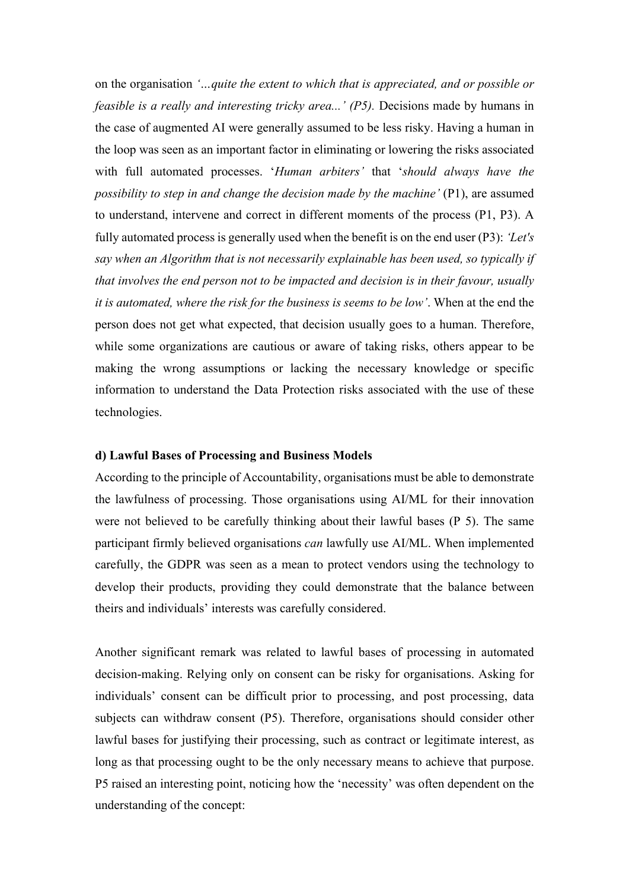on the organisation *'…quite the extent to which that is appreciated, and or possible or feasible is a really and interesting tricky area...' (P5).* Decisions made by humans in the case of augmented AI were generally assumed to be less risky. Having a human in the loop was seen as an important factor in eliminating or lowering the risks associated with full automated processes. '*Human arbiters'* that '*should always have the possibility to step in and change the decision made by the machine'* (P1), are assumed to understand, intervene and correct in different moments of the process (P1, P3). A fully automated process is generally used when the benefit is on the end user (P3): *'Let's say when an Algorithm that is not necessarily explainable has been used, so typically if that involves the end person not to be impacted and decision is in their favour, usually it is automated, where the risk for the business is seems to be low'*. When at the end the person does not get what expected, that decision usually goes to a human. Therefore, while some organizations are cautious or aware of taking risks, others appear to be making the wrong assumptions or lacking the necessary knowledge or specific information to understand the Data Protection risks associated with the use of these technologies.

**d) Lawful Bases of Processing and Business Models**

According to the principle of Accountability, organisations must be able to demonstrate the lawfulness of processing. Those organisations using AI/ML for their innovation were not believed to be carefully thinking about their lawful bases (P 5). The same participant firmly believed organisations *can* lawfully use AI/ML. When implemented carefully, the GDPR was seen as a mean to protect vendors using the technology to develop their products, providing they could demonstrate that the balance between theirs and individuals' interests was carefully considered.

Another significant remark was related to lawful bases of processing in automated decision-making. Relying only on consent can be risky for organisations. Asking for individuals' consent can be difficult prior to processing, and post processing, data subjects can withdraw consent (P5). Therefore, organisations should consider other lawful bases for justifying their processing, such as contract or legitimate interest, as long as that processing ought to be the only necessary means to achieve that purpose. P5 raised an interesting point, noticing how the 'necessity' was often dependent on the understanding of the concept: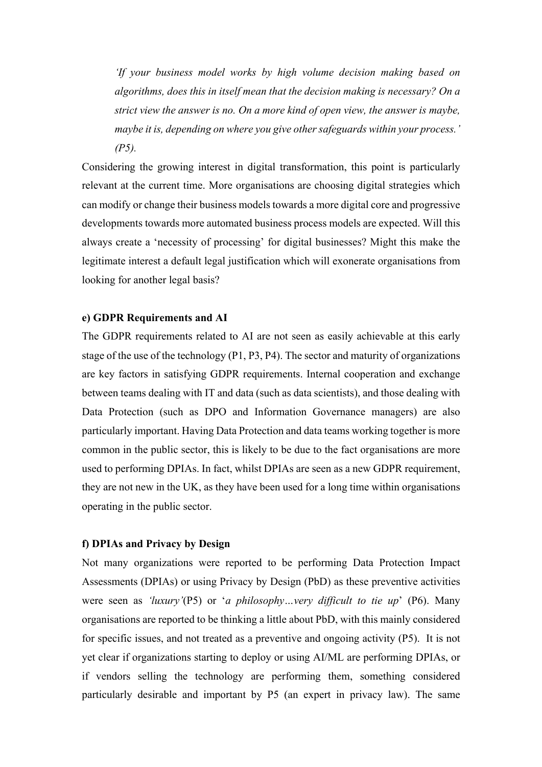> *'If your business model works by high volume decision making based on algorithms, does this in itself mean that the decision making is necessary? On a strict view the answer is no. On a more kind of open view, the answer is maybe, maybe it is, depending on where you give other safeguards within your process.' (P5).*

Considering the growing interest in digital transformation, this point is particularly relevant at the current time. More organisations are choosing digital strategies which can modify or change their business models towards a more digital core and progressive developments towards more automated business process models are expected. Will this always create a 'necessity of processing' for digital businesses? Might this make the legitimate interest a default legal justification which will exonerate organisations from looking for another legal basis?

**e) GDPR Requirements and AI**

The GDPR requirements related to AI are not seen as easily achievable at this early stage of the use of the technology (P1, P3, P4). The sector and maturity of organizations are key factors in satisfying GDPR requirements. Internal cooperation and exchange between teams dealing with IT and data (such as data scientists), and those dealing with Data Protection (such as DPO and Information Governance managers) are also particularly important. Having Data Protection and data teams working together is more common in the public sector, this is likely to be due to the fact organisations are more used to performing DPIAs. In fact, whilst DPIAs are seen as a new GDPR requirement, they are not new in the UK, as they have been used for a long time within organisations operating in the public sector.

**f) DPIAs and Privacy by Design**

Not many organizations were reported to be performing Data Protection Impact Assessments (DPIAs) or using Privacy by Design (PbD) as these preventive activities were seen as *'luxury'*(P5) or '*a philosophy…very difficult to tie up*' (P6). Many organisations are reported to be thinking a little about PbD, with this mainly considered for specific issues, and not treated as a preventive and ongoing activity (P5). It is not yet clear if organizations starting to deploy or using AI/ML are performing DPIAs, or if vendors selling the technology are performing them, something considered particularly desirable and important by P5 (an expert in privacy law). The same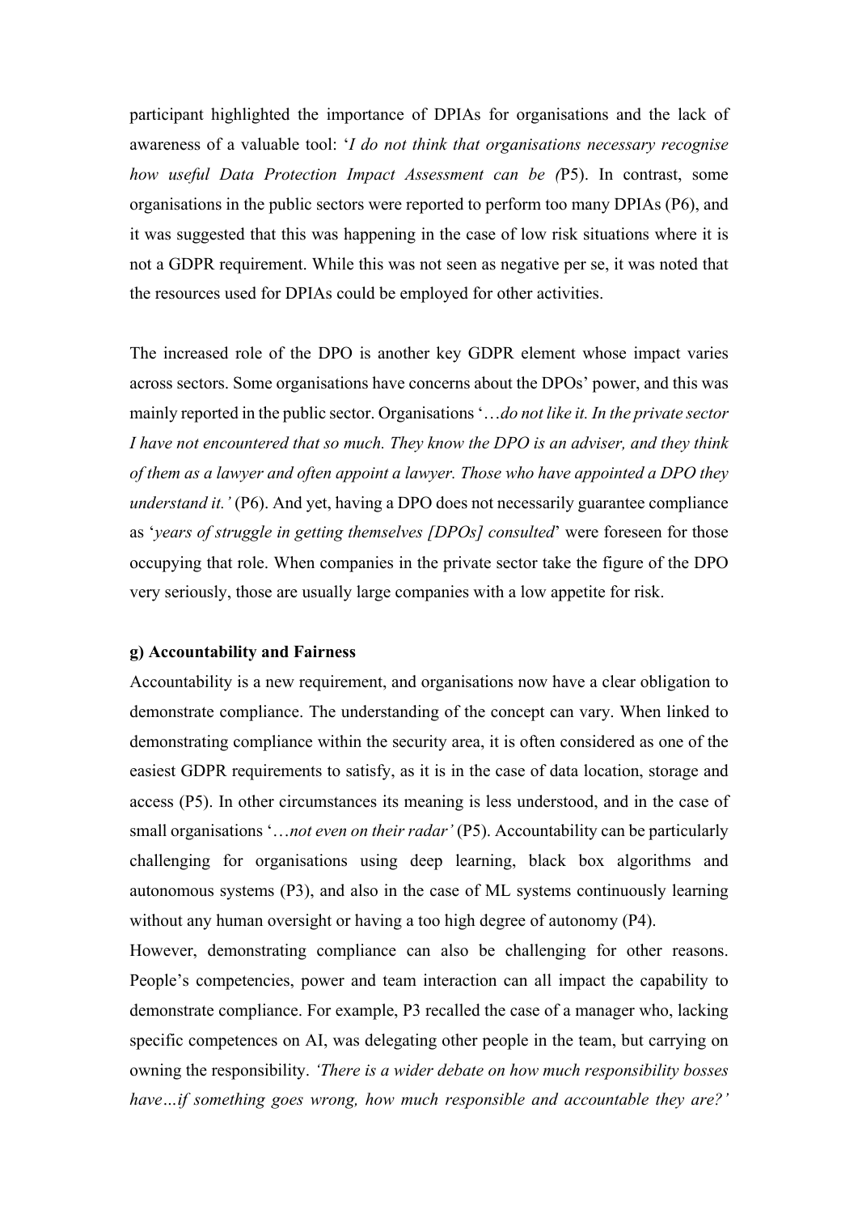participant highlighted the importance of DPIAs for organisations and the lack of awareness of a valuable tool: '*I do not think that organisations necessary recognise how useful Data Protection Impact Assessment can be (*P5). In contrast, some organisations in the public sectors were reported to perform too many DPIAs (P6), and it was suggested that this was happening in the case of low risk situations where it is not a GDPR requirement. While this was not seen as negative per se, it was noted that the resources used for DPIAs could be employed for other activities.

The increased role of the DPO is another key GDPR element whose impact varies across sectors. Some organisations have concerns about the DPOs' power, and this was mainly reported in the public sector. Organisations '*…do not like it. In the private sector I have not encountered that so much. They know the DPO is an adviser, and they think of them as a lawyer and often appoint a lawyer. Those who have appointed a DPO they understand it.'* (P6). And yet, having a DPO does not necessarily guarantee compliance as '*years of struggle in getting themselves [DPOs] consulted*' were foreseen for those occupying that role. When companies in the private sector take the figure of the DPO very seriously, those are usually large companies with a low appetite for risk.

**g) Accountability and Fairness**

Accountability is a new requirement, and organisations now have a clear obligation to demonstrate compliance. The understanding of the concept can vary. When linked to demonstrating compliance within the security area, it is often considered as one of the easiest GDPR requirements to satisfy, as it is in the case of data location, storage and access (P5). In other circumstances its meaning is less understood, and in the case of small organisations '*…not even on their radar'* (P5). Accountability can be particularly challenging for organisations using deep learning, black box algorithms and autonomous systems (P3), and also in the case of ML systems continuously learning without any human oversight or having a too high degree of autonomy (P4).

However, demonstrating compliance can also be challenging for other reasons. People's competencies, power and team interaction can all impact the capability to demonstrate compliance. For example, P3 recalled the case of a manager who, lacking specific competences on AI, was delegating other people in the team, but carrying on owning the responsibility. *'There is a wider debate on how much responsibility bosses have…if something goes wrong, how much responsible and accountable they are?'*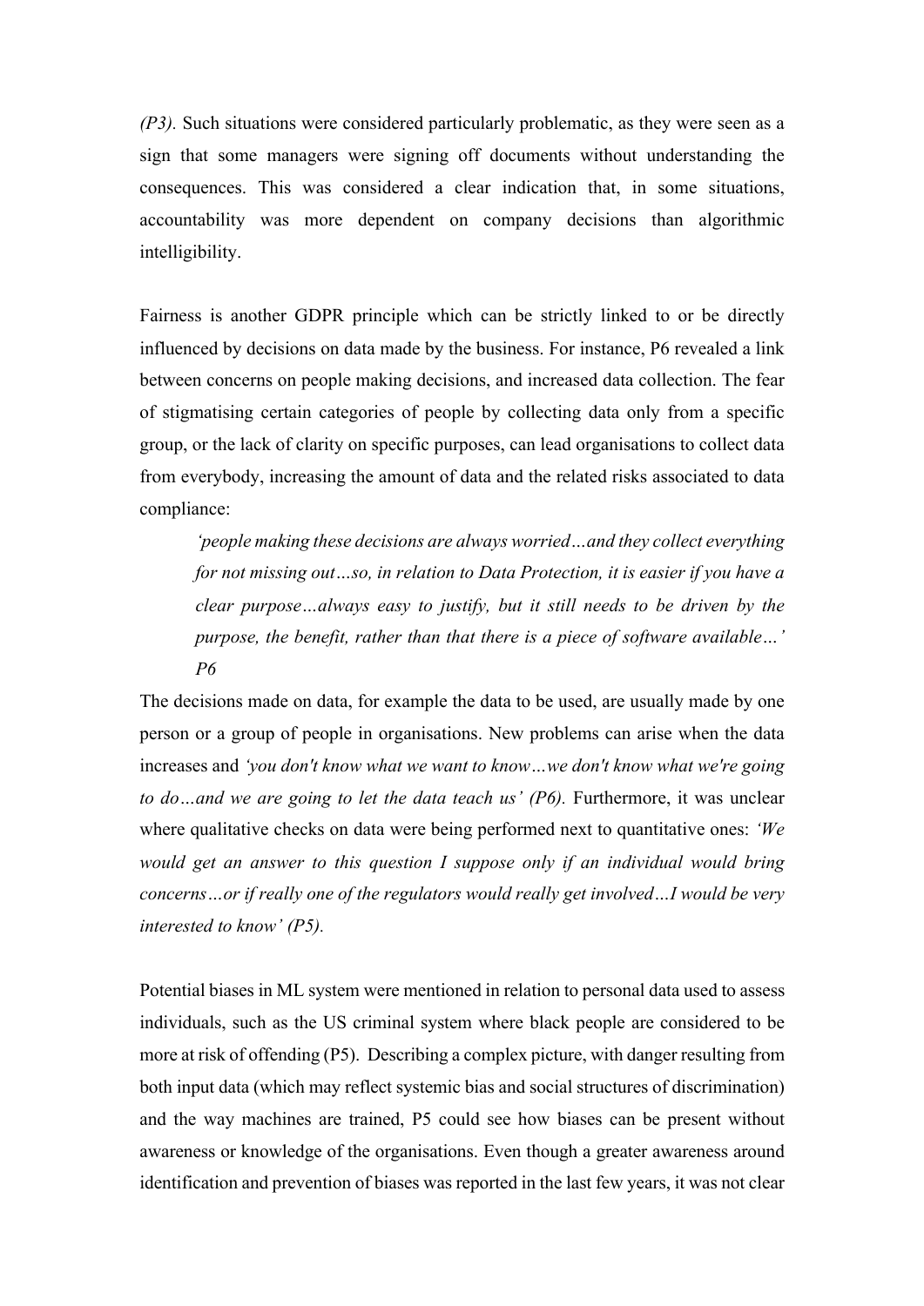*(P3).* Such situations were considered particularly problematic, as they were seen as a sign that some managers were signing off documents without understanding the consequences. This was considered a clear indication that, in some situations, accountability was more dependent on company decisions than algorithmic intelligibility.

Fairness is another GDPR principle which can be strictly linked to or be directly influenced by decisions on data made by the business. For instance, P6 revealed a link between concerns on people making decisions, and increased data collection. The fear of stigmatising certain categories of people by collecting data only from a specific group, or the lack of clarity on specific purposes, can lead organisations to collect data from everybody, increasing the amount of data and the related risks associated to data compliance:

> *'people making these decisions are always worried…and they collect everything for not missing out…so, in relation to Data Protection, it is easier if you have a clear purpose…always easy to justify, but it still needs to be driven by the purpose, the benefit, rather than that there is a piece of software available…' P6*

The decisions made on data, for example the data to be used, are usually made by one person or a group of people in organisations. New problems can arise when the data increases and *'you don't know what we want to know…we don't know what we're going to do…and we are going to let the data teach us' (P6).* Furthermore, it was unclear where qualitative checks on data were being performed next to quantitative ones: *'We would get an answer to this question I suppose only if an individual would bring concerns…or if really one of the regulators would really get involved…I would be very interested to know' (P5).*

Potential biases in ML system were mentioned in relation to personal data used to assess individuals, such as the US criminal system where black people are considered to be more at risk of offending (P5). Describing a complex picture, with danger resulting from both input data (which may reflect systemic bias and social structures of discrimination) and the way machines are trained, P5 could see how biases can be present without awareness or knowledge of the organisations. Even though a greater awareness around identification and prevention of biases was reported in the last few years, it was not clear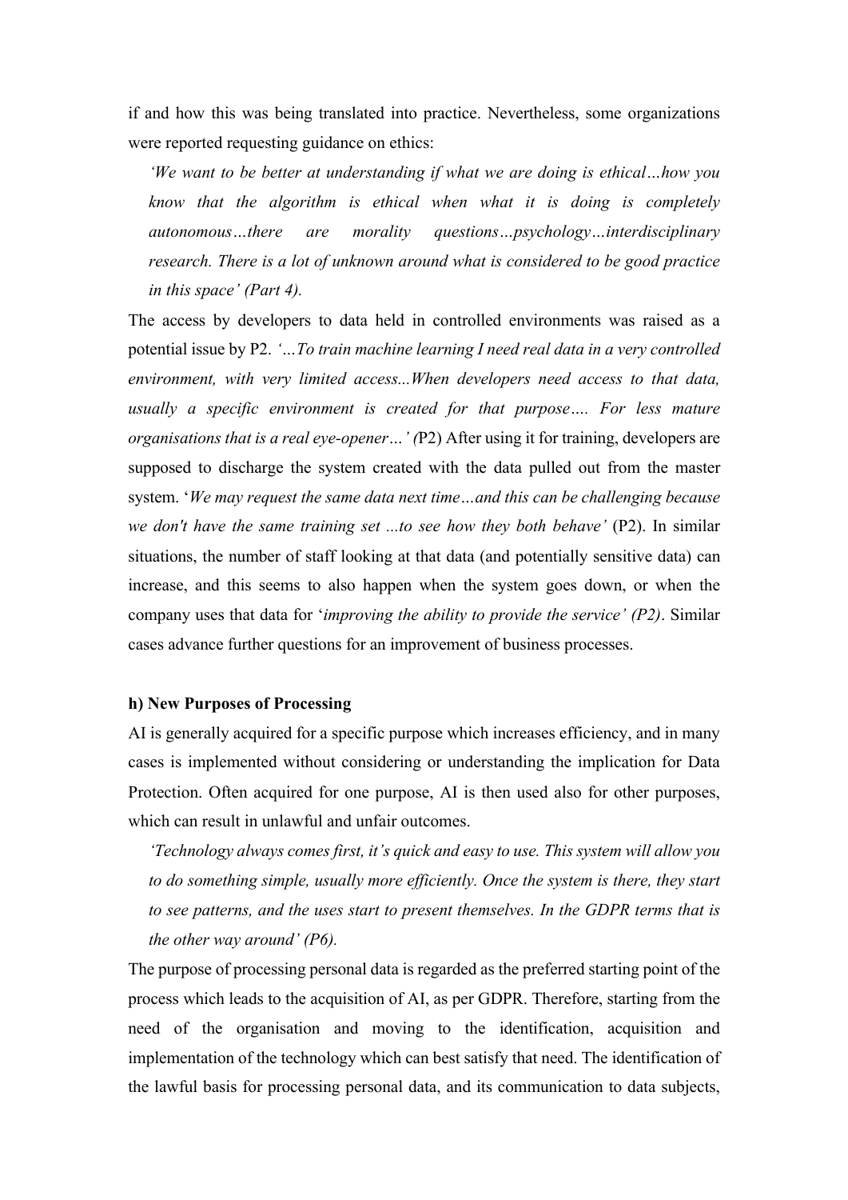if and how this was being translated into practice. Nevertheless, some organizations were reported requesting guidance on ethics:

> *'We want to be better at understanding if what we are doing is ethical…how you know that the algorithm is ethical when what it is doing is completely autonomous…there are morality questions…psychology…interdisciplinary research. There is a lot of unknown around what is considered to be good practice in this space' (Part 4).*

The access by developers to data held in controlled environments was raised as a potential issue by P2. *'…To train machine learning I need real data in a very controlled environment, with very limited access...When developers need access to that data, usually a specific environment is created for that purpose…. For less mature organisations that is a real eye-opener…' (*P2) After using it for training, developers are supposed to discharge the system created with the data pulled out from the master system. '*We may request the same data next time…and this can be challenging because we don't have the same training set ...to see how they both behave'* (P2). In similar situations, the number of staff looking at that data (and potentially sensitive data) can increase, and this seems to also happen when the system goes down, or when the company uses that data for '*improving the ability to provide the service' (P2)*. Similar cases advance further questions for an improvement of business processes.

**h) New Purposes of Processing**

AI is generally acquired for a specific purpose which increases efficiency, and in many cases is implemented without considering or understanding the implication for Data Protection. Often acquired for one purpose, AI is then used also for other purposes, which can result in unlawful and unfair outcomes.

> *'Technology always comes first, it's quick and easy to use. This system will allow you to do something simple, usually more efficiently. Once the system is there, they start to see patterns, and the uses start to present themselves. In the GDPR terms that is the other way around' (P6).*

The purpose of processing personal data is regarded as the preferred starting point of the process which leads to the acquisition of AI, as per GDPR. Therefore, starting from the need of the organisation and moving to the identification, acquisition and implementation of the technology which can best satisfy that need. The identification of the lawful basis for processing personal data, and its communication to data subjects,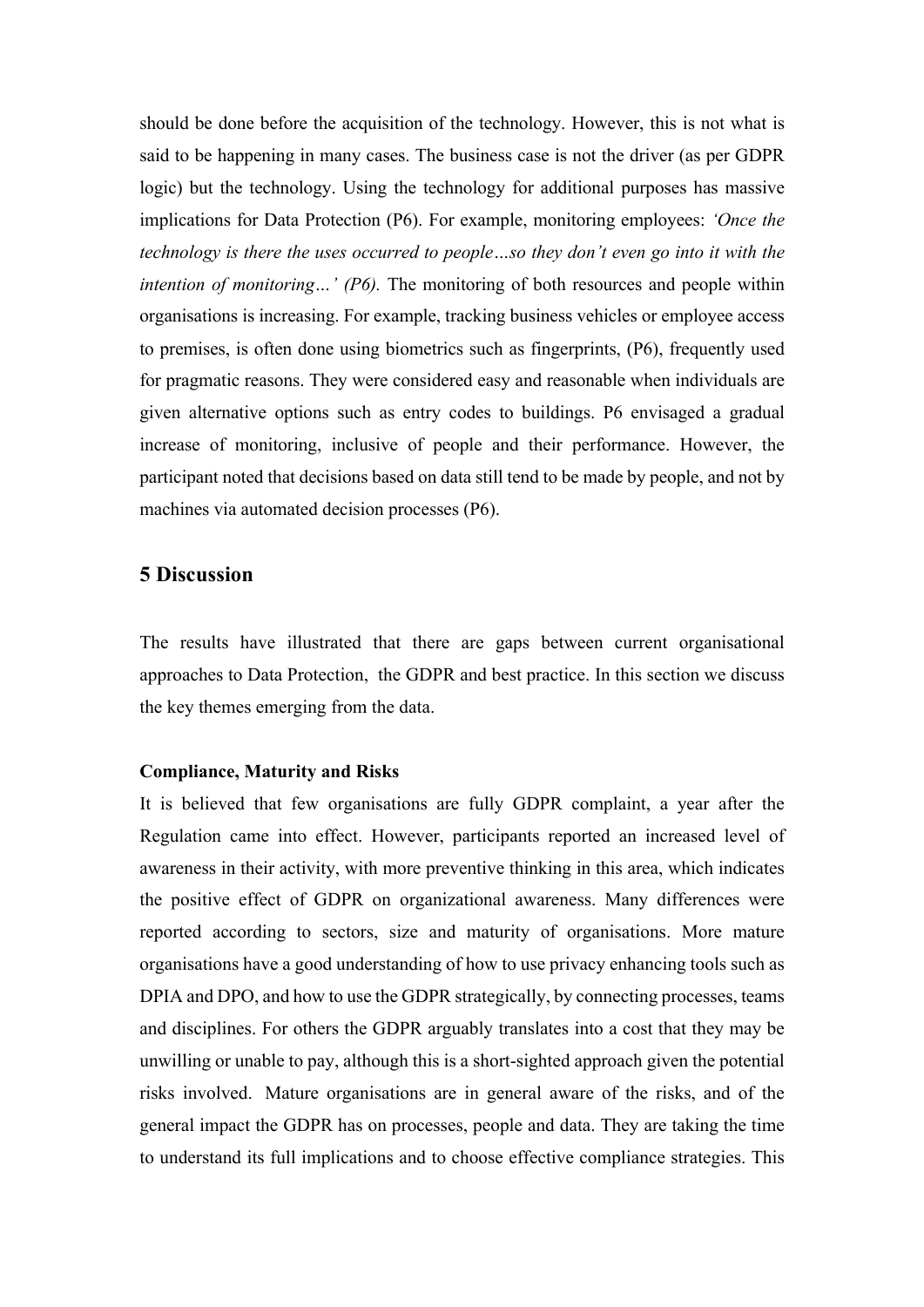should be done before the acquisition of the technology. However, this is not what is said to be happening in many cases. The business case is not the driver (as per GDPR logic) but the technology. Using the technology for additional purposes has massive implications for Data Protection (P6). For example, monitoring employees: *'Once the technology is there the uses occurred to people…so they don't even go into it with the intention of monitoring…' (P6).* The monitoring of both resources and people within organisations is increasing. For example, tracking business vehicles or employee access to premises, is often done using biometrics such as fingerprints, (P6), frequently used for pragmatic reasons. They were considered easy and reasonable when individuals are given alternative options such as entry codes to buildings. P6 envisaged a gradual increase of monitoring, inclusive of people and their performance. However, the participant noted that decisions based on data still tend to be made by people, and not by machines via automated decision processes (P6).

## 5 Discussion

The results have illustrated that there are gaps between current organisational approaches to Data Protection, the GDPR and best practice. In this section we discuss the key themes emerging from the data.

**Compliance, Maturity and Risks**

It is believed that few organisations are fully GDPR complaint, a year after the Regulation came into effect. However, participants reported an increased level of awareness in their activity, with more preventive thinking in this area, which indicates the positive effect of GDPR on organizational awareness. Many differences were reported according to sectors, size and maturity of organisations. More mature organisations have a good understanding of how to use privacy enhancing tools such as DPIA and DPO, and how to use the GDPR strategically, by connecting processes, teams and disciplines. For others the GDPR arguably translates into a cost that they may be unwilling or unable to pay, although this is a short-sighted approach given the potential risks involved. Mature organisations are in general aware of the risks, and of the general impact the GDPR has on processes, people and data. They are taking the time to understand its full implications and to choose effective compliance strategies. This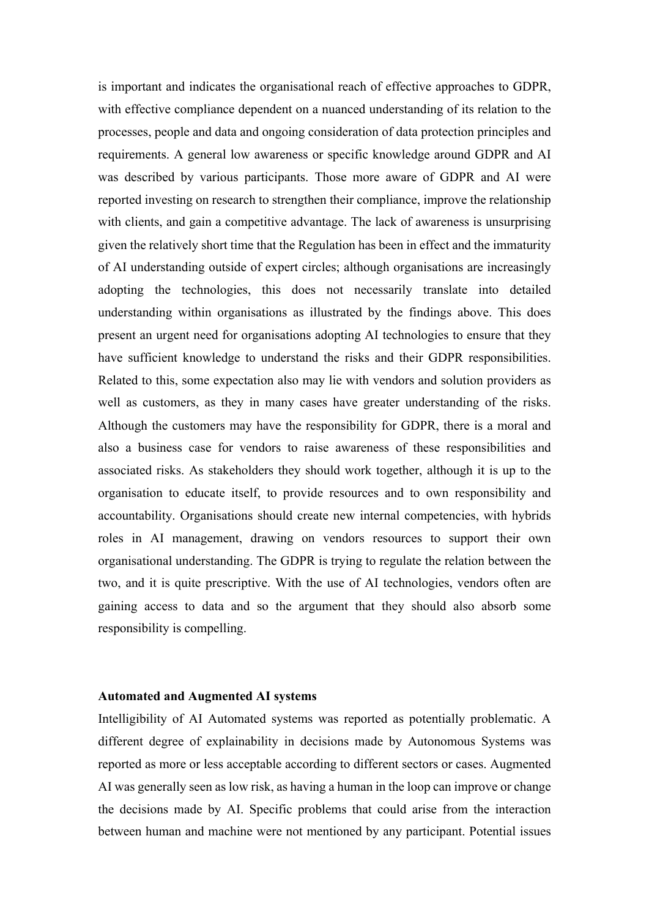is important and indicates the organisational reach of effective approaches to GDPR, with effective compliance dependent on a nuanced understanding of its relation to the processes, people and data and ongoing consideration of data protection principles and requirements. A general low awareness or specific knowledge around GDPR and AI was described by various participants. Those more aware of GDPR and AI were reported investing on research to strengthen their compliance, improve the relationship with clients, and gain a competitive advantage. The lack of awareness is unsurprising given the relatively short time that the Regulation has been in effect and the immaturity of AI understanding outside of expert circles; although organisations are increasingly adopting the technologies, this does not necessarily translate into detailed understanding within organisations as illustrated by the findings above. This does present an urgent need for organisations adopting AI technologies to ensure that they have sufficient knowledge to understand the risks and their GDPR responsibilities. Related to this, some expectation also may lie with vendors and solution providers as well as customers, as they in many cases have greater understanding of the risks. Although the customers may have the responsibility for GDPR, there is a moral and also a business case for vendors to raise awareness of these responsibilities and associated risks. As stakeholders they should work together, although it is up to the organisation to educate itself, to provide resources and to own responsibility and accountability. Organisations should create new internal competencies, with hybrids roles in AI management, drawing on vendors resources to support their own organisational understanding. The GDPR is trying to regulate the relation between the two, and it is quite prescriptive. With the use of AI technologies, vendors often are gaining access to data and so the argument that they should also absorb some responsibility is compelling.

**Automated and Augmented AI systems**

Intelligibility of AI Automated systems was reported as potentially problematic. A different degree of explainability in decisions made by Autonomous Systems was reported as more or less acceptable according to different sectors or cases. Augmented AI was generally seen as low risk, as having a human in the loop can improve or change the decisions made by AI. Specific problems that could arise from the interaction between human and machine were not mentioned by any participant. Potential issues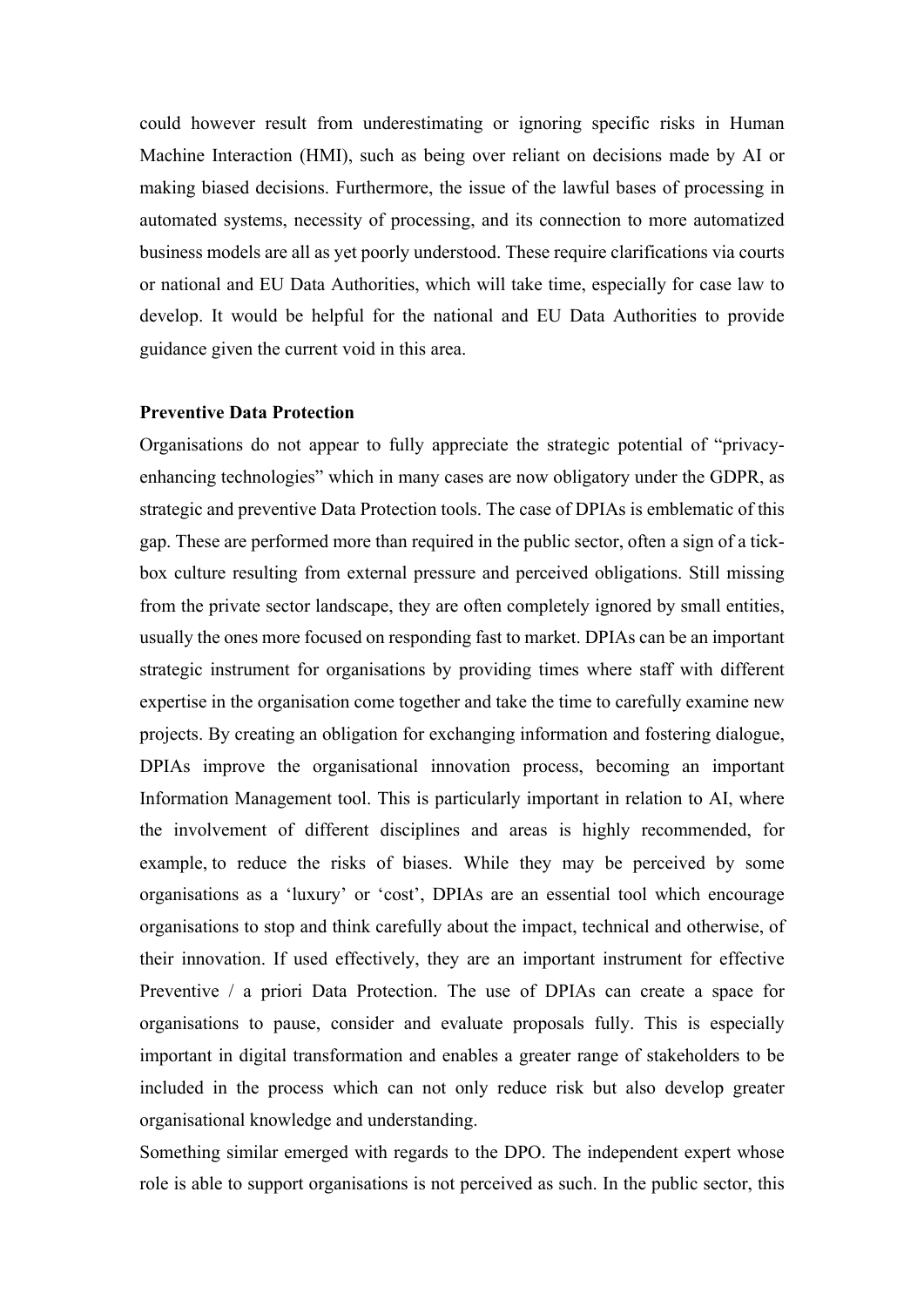could however result from underestimating or ignoring specific risks in Human Machine Interaction (HMI), such as being over reliant on decisions made by AI or making biased decisions. Furthermore, the issue of the lawful bases of processing in automated systems, necessity of processing, and its connection to more automatized business models are all as yet poorly understood. These require clarifications via courts or national and EU Data Authorities, which will take time, especially for case law to develop. It would be helpful for the national and EU Data Authorities to provide guidance given the current void in this area.

**Preventive Data Protection**

Organisations do not appear to fully appreciate the strategic potential of "privacy-enhancing technologies" which in many cases are now obligatory under the GDPR, as strategic and preventive Data Protection tools. The case of DPIAs is emblematic of this gap. These are performed more than required in the public sector, often a sign of a tick-box culture resulting from external pressure and perceived obligations. Still missing from the private sector landscape, they are often completely ignored by small entities, usually the ones more focused on responding fast to market. DPIAs can be an important strategic instrument for organisations by providing times where staff with different expertise in the organisation come together and take the time to carefully examine new projects. By creating an obligation for exchanging information and fostering dialogue, DPIAs improve the organisational innovation process, becoming an important Information Management tool. This is particularly important in relation to AI, where the involvement of different disciplines and areas is highly recommended, for example, to reduce the risks of biases. While they may be perceived by some organisations as a 'luxury' or 'cost', DPIAs are an essential tool which encourage organisations to stop and think carefully about the impact, technical and otherwise, of their innovation. If used effectively, they are an important instrument for effective Preventive / a priori Data Protection. The use of DPIAs can create a space for organisations to pause, consider and evaluate proposals fully. This is especially important in digital transformation and enables a greater range of stakeholders to be included in the process which can not only reduce risk but also develop greater organisational knowledge and understanding.

Something similar emerged with regards to the DPO. The independent expert whose role is able to support organisations is not perceived as such. In the public sector, this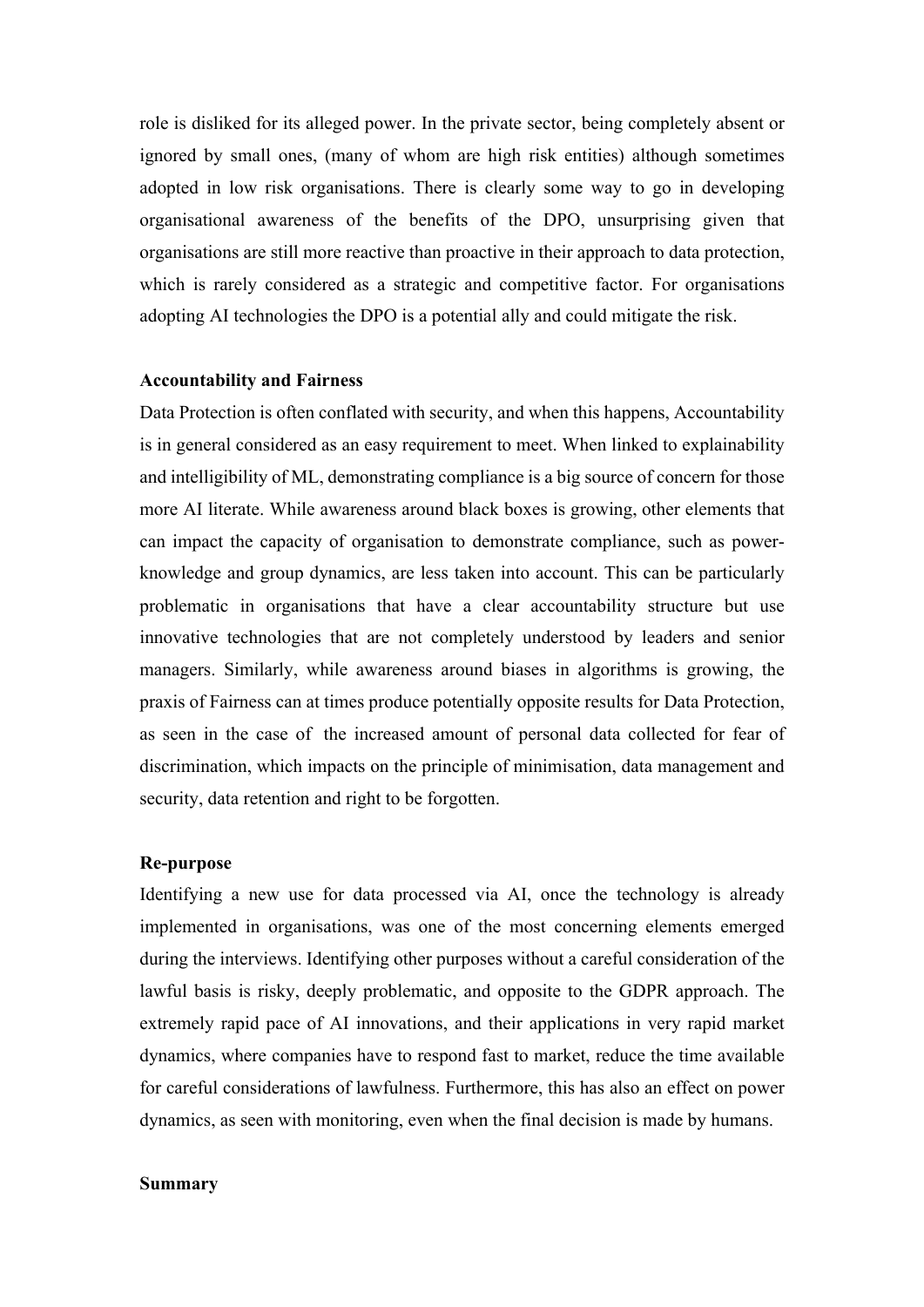role is disliked for its alleged power. In the private sector, being completely absent or ignored by small ones, (many of whom are high risk entities) although sometimes adopted in low risk organisations. There is clearly some way to go in developing organisational awareness of the benefits of the DPO, unsurprising given that organisations are still more reactive than proactive in their approach to data protection, which is rarely considered as a strategic and competitive factor. For organisations adopting AI technologies the DPO is a potential ally and could mitigate the risk.

**Accountability and Fairness**

Data Protection is often conflated with security, and when this happens, Accountability is in general considered as an easy requirement to meet. When linked to explainability and intelligibility of ML, demonstrating compliance is a big source of concern for those more AI literate. While awareness around black boxes is growing, other elements that can impact the capacity of organisation to demonstrate compliance, such as power-knowledge and group dynamics, are less taken into account. This can be particularly problematic in organisations that have a clear accountability structure but use innovative technologies that are not completely understood by leaders and senior managers. Similarly, while awareness around biases in algorithms is growing, the praxis of Fairness can at times produce potentially opposite results for Data Protection, as seen in the case of the increased amount of personal data collected for fear of discrimination, which impacts on the principle of minimisation, data management and security, data retention and right to be forgotten.

**Re-purpose**

Identifying a new use for data processed via AI, once the technology is already implemented in organisations, was one of the most concerning elements emerged during the interviews. Identifying other purposes without a careful consideration of the lawful basis is risky, deeply problematic, and opposite to the GDPR approach. The extremely rapid pace of AI innovations, and their applications in very rapid market dynamics, where companies have to respond fast to market, reduce the time available for careful considerations of lawfulness. Furthermore, this has also an effect on power dynamics, as seen with monitoring, even when the final decision is made by humans.

**Summary**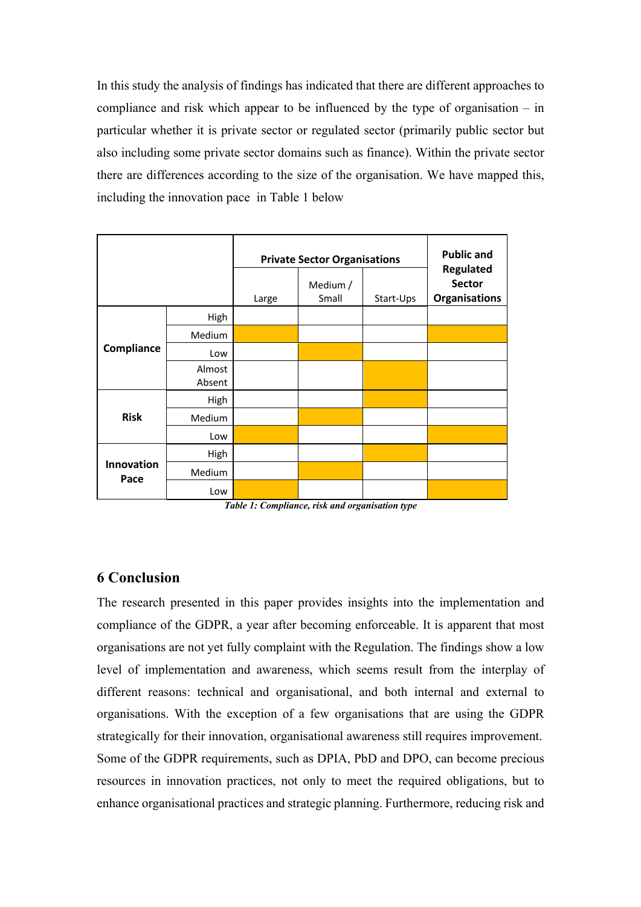In this study the analysis of findings has indicated that there are different approaches to compliance and risk which appear to be influenced by the type of organisation – in particular whether it is private sector or regulated sector (primarily public sector but also including some private sector domains such as finance). Within the private sector there are differences according to the size of the organisation. We have mapped this, including the innovation pace in Table 1 below

| | | Private Sector Organisations | | | Public and Regulated Sector Organisations |
|---|---|---|---|---|---|
| | | Large | Medium / Small | Start-Ups | |
| **Compliance** | High | | | | |
| | Medium | ■ | | | ■ |
| | Low | | ■ | | |
| | Almost Absent | | | ■ | |
| **Risk** | High | | | ■ | |
| | Medium | | ■ | | |
| | Low | ■ | | | ■ |
| **Innovation Pace** | High | | | ■ | |
| | Medium | | ■ | | |
| | Low | ■ | | | ■ |

***Table 1: Compliance, risk and organisation type***

## 6 Conclusion

The research presented in this paper provides insights into the implementation and compliance of the GDPR, a year after becoming enforceable. It is apparent that most organisations are not yet fully complaint with the Regulation. The findings show a low level of implementation and awareness, which seems result from the interplay of different reasons: technical and organisational, and both internal and external to organisations. With the exception of a few organisations that are using the GDPR strategically for their innovation, organisational awareness still requires improvement. Some of the GDPR requirements, such as DPIA, PbD and DPO, can become precious resources in innovation practices, not only to meet the required obligations, but to enhance organisational practices and strategic planning. Furthermore, reducing risk and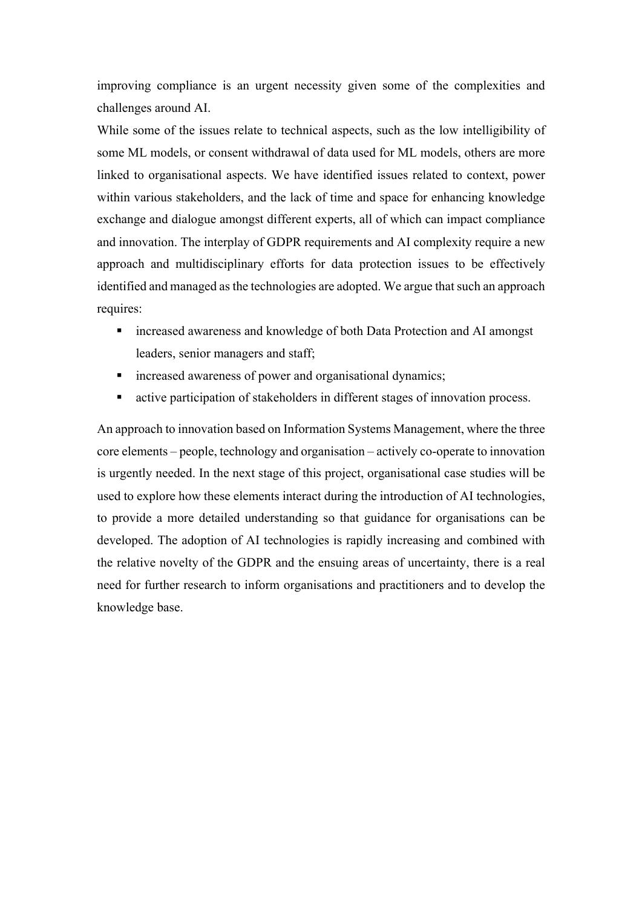improving compliance is an urgent necessity given some of the complexities and challenges around AI.

While some of the issues relate to technical aspects, such as the low intelligibility of some ML models, or consent withdrawal of data used for ML models, others are more linked to organisational aspects. We have identified issues related to context, power within various stakeholders, and the lack of time and space for enhancing knowledge exchange and dialogue amongst different experts, all of which can impact compliance and innovation. The interplay of GDPR requirements and AI complexity require a new approach and multidisciplinary efforts for data protection issues to be effectively identified and managed as the technologies are adopted. We argue that such an approach requires:

- increased awareness and knowledge of both Data Protection and AI amongst leaders, senior managers and staff;
- increased awareness of power and organisational dynamics;
- active participation of stakeholders in different stages of innovation process.

An approach to innovation based on Information Systems Management, where the three core elements – people, technology and organisation – actively co-operate to innovation is urgently needed. In the next stage of this project, organisational case studies will be used to explore how these elements interact during the introduction of AI technologies, to provide a more detailed understanding so that guidance for organisations can be developed. The adoption of AI technologies is rapidly increasing and combined with the relative novelty of the GDPR and the ensuing areas of uncertainty, there is a real need for further research to inform organisations and practitioners and to develop the knowledge base.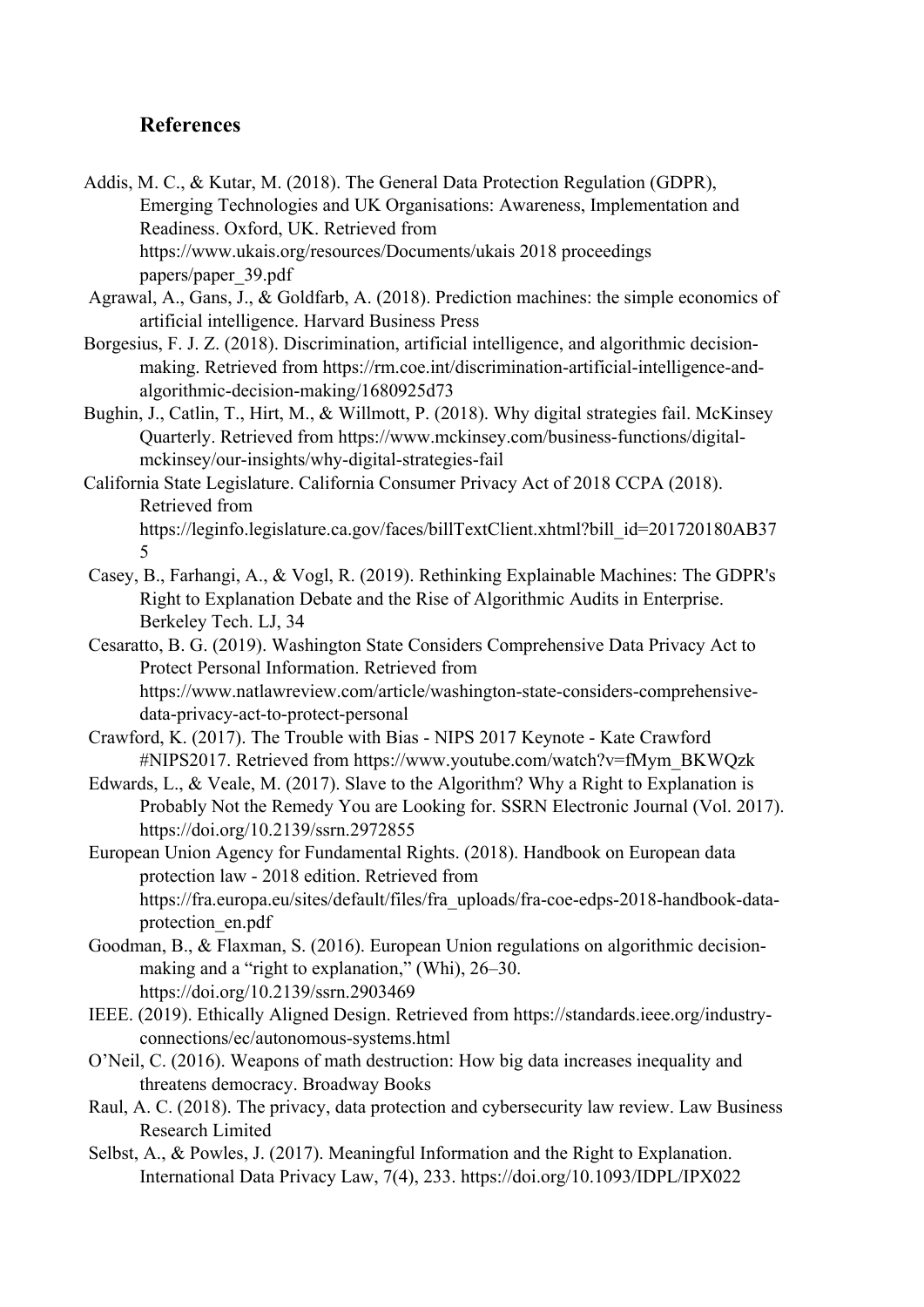## References

Addis, M. C., & Kutar, M. (2018). The General Data Protection Regulation (GDPR), Emerging Technologies and UK Organisations: Awareness, Implementation and Readiness. Oxford, UK. Retrieved from https://www.ukais.org/resources/Documents/ukais 2018 proceedings papers/paper_39.pdf

Agrawal, A., Gans, J., & Goldfarb, A. (2018). Prediction machines: the simple economics of artificial intelligence. Harvard Business Press

Borgesius, F. J. Z. (2018). Discrimination, artificial intelligence, and algorithmic decision-making. Retrieved from https://rm.coe.int/discrimination-artificial-intelligence-and-algorithmic-decision-making/1680925d73

Bughin, J., Catlin, T., Hirt, M., & Willmott, P. (2018). Why digital strategies fail. McKinsey Quarterly. Retrieved from https://www.mckinsey.com/business-functions/digital-mckinsey/our-insights/why-digital-strategies-fail

California State Legislature. California Consumer Privacy Act of 2018 CCPA (2018). Retrieved from https://leginfo.legislature.ca.gov/faces/billTextClient.xhtml?bill_id=201720180AB375

Casey, B., Farhangi, A., & Vogl, R. (2019). Rethinking Explainable Machines: The GDPR's Right to Explanation Debate and the Rise of Algorithmic Audits in Enterprise. Berkeley Tech. LJ, 34

Cesaratto, B. G. (2019). Washington State Considers Comprehensive Data Privacy Act to Protect Personal Information. Retrieved from https://www.natlawreview.com/article/washington-state-considers-comprehensive-data-privacy-act-to-protect-personal

Crawford, K. (2017). The Trouble with Bias - NIPS 2017 Keynote - Kate Crawford #NIPS2017. Retrieved from https://www.youtube.com/watch?v=fMym_BKWQzk

Edwards, L., & Veale, M. (2017). Slave to the Algorithm? Why a Right to Explanation is Probably Not the Remedy You are Looking for. SSRN Electronic Journal (Vol. 2017). https://doi.org/10.2139/ssrn.2972855

European Union Agency for Fundamental Rights. (2018). Handbook on European data protection law - 2018 edition. Retrieved from https://fra.europa.eu/sites/default/files/fra_uploads/fra-coe-edps-2018-handbook-data-protection_en.pdf

Goodman, B., & Flaxman, S. (2016). European Union regulations on algorithmic decision-making and a “right to explanation,” (Whi), 26–30. https://doi.org/10.2139/ssrn.2903469

IEEE. (2019). Ethically Aligned Design. Retrieved from https://standards.ieee.org/industry-connections/ec/autonomous-systems.html

O’Neil, C. (2016). Weapons of math destruction: How big data increases inequality and threatens democracy. Broadway Books

Raul, A. C. (2018). The privacy, data protection and cybersecurity law review. Law Business Research Limited

Selbst, A., & Powles, J. (2017). Meaningful Information and the Right to Explanation. International Data Privacy Law, 7(4), 233. https://doi.org/10.1093/IDPL/IPX022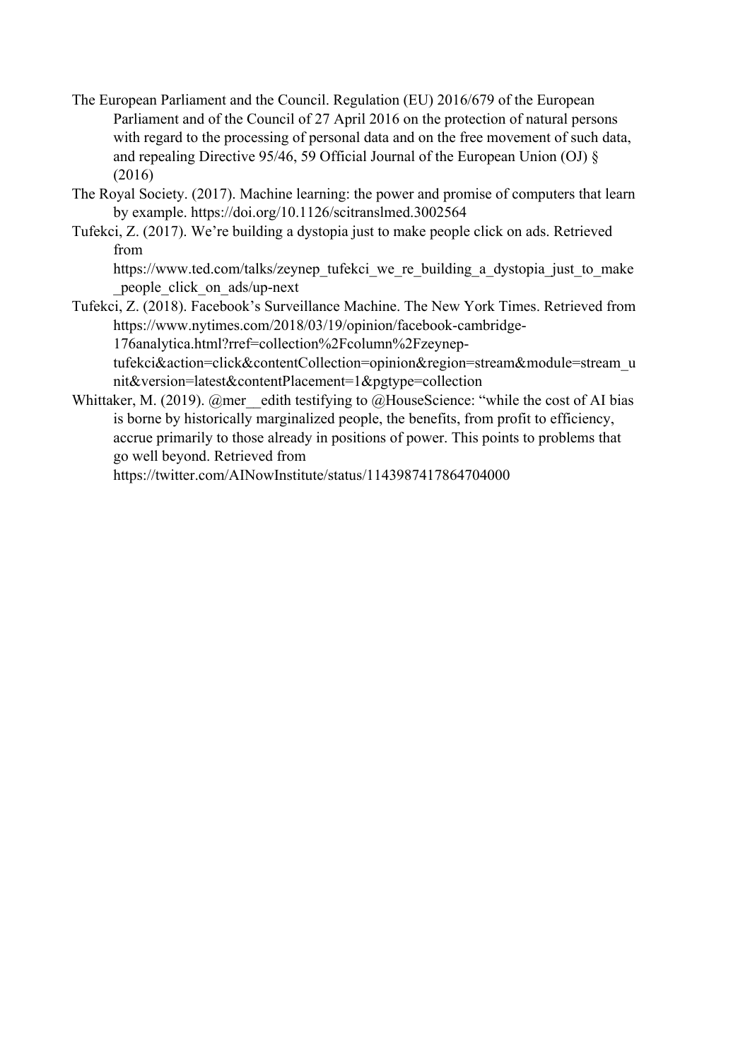The European Parliament and the Council. Regulation (EU) 2016/679 of the European Parliament and of the Council of 27 April 2016 on the protection of natural persons with regard to the processing of personal data and on the free movement of such data, and repealing Directive 95/46, 59 Official Journal of the European Union (OJ) § (2016)

The Royal Society. (2017). Machine learning: the power and promise of computers that learn by example. https://doi.org/10.1126/scitranslmed.3002564

Tufekci, Z. (2017). We're building a dystopia just to make people click on ads. Retrieved from https://www.ted.com/talks/zeynep_tufekci_we_re_building_a_dystopia_just_to_make_people_click_on_ads/up-next

Tufekci, Z. (2018). Facebook's Surveillance Machine. The New York Times. Retrieved from https://www.nytimes.com/2018/03/19/opinion/facebook-cambridge-176analytica.html?rref=collection%2Fcolumn%2Fzeynep-tufekci&action=click&contentCollection=opinion&region=stream&module=stream_unit&version=latest&contentPlacement=1&pgtype=collection

Whittaker, M. (2019). @mer__edith testifying to @HouseScience: "while the cost of AI bias is borne by historically marginalized people, the benefits, from profit to efficiency, accrue primarily to those already in positions of power. This points to problems that go well beyond. Retrieved from https://twitter.com/AINowInstitute/status/1143987417864704000